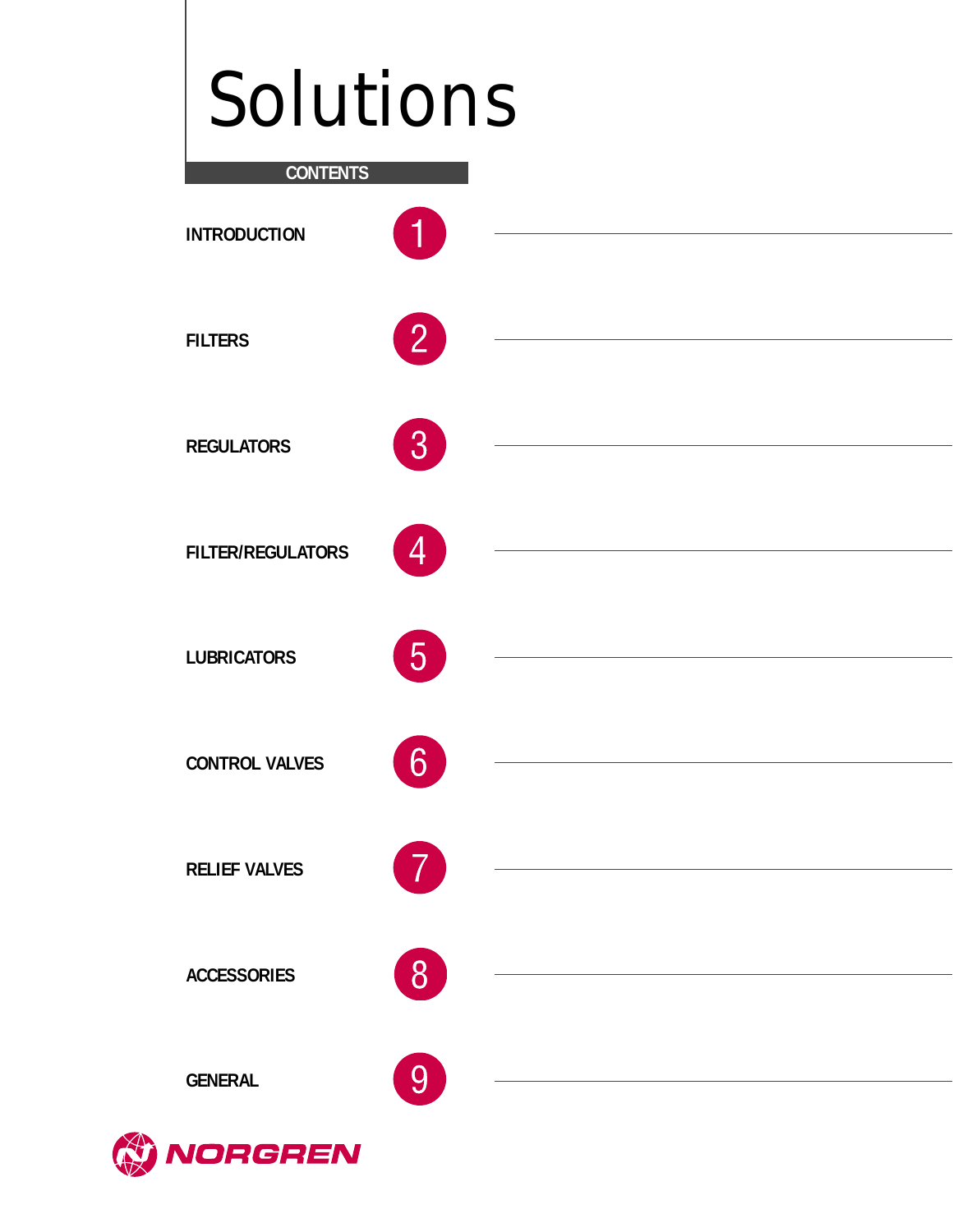# Solutions

## CONTENTS

| | |
|---|---|
| INTRODUCTION | 1 |
| FILTERS | 2 |
| REGULATORS | 3 |
| FILTER/REGULATORS | 4 |
| LUBRICATORS | 5 |
| CONTROL VALVES | 6 |
| RELIEF VALVES | 7 |
| ACCESSORIES | 8 |
| GENERAL | 9 |

NORGREN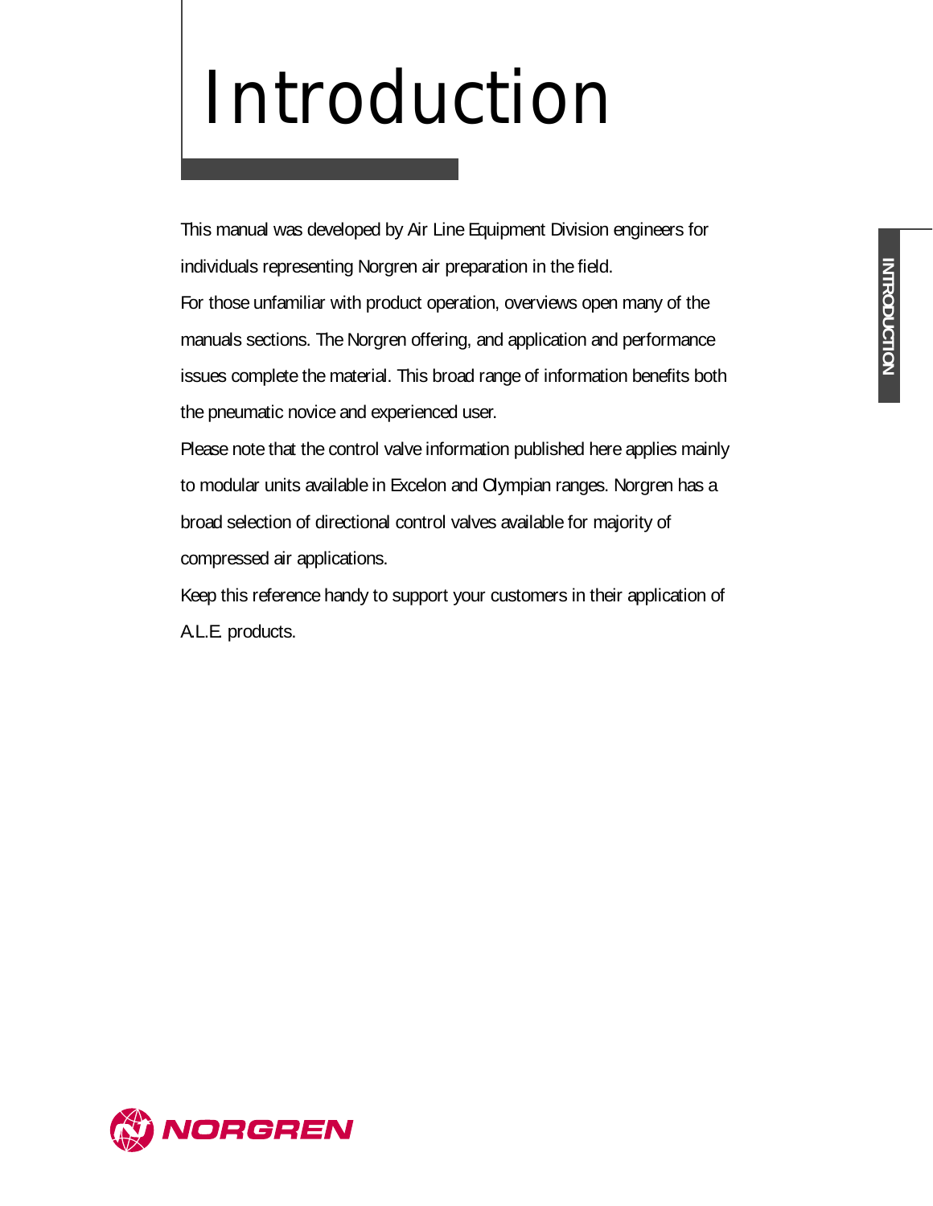# Introduction

This manual was developed by Air Line Equipment Division engineers for individuals representing Norgren air preparation in the field.

For those unfamiliar with product operation, overviews open many of the manuals sections. The Norgren offering, and application and performance issues complete the material. This broad range of information benefits both the pneumatic novice and experienced user.

Please note that the control valve information published here applies mainly to modular units available in Excelon and Olympian ranges. Norgren has a broad selection of directional control valves available for majority of compressed air applications.

Keep this reference handy to support your customers in their application of A.L.E. products.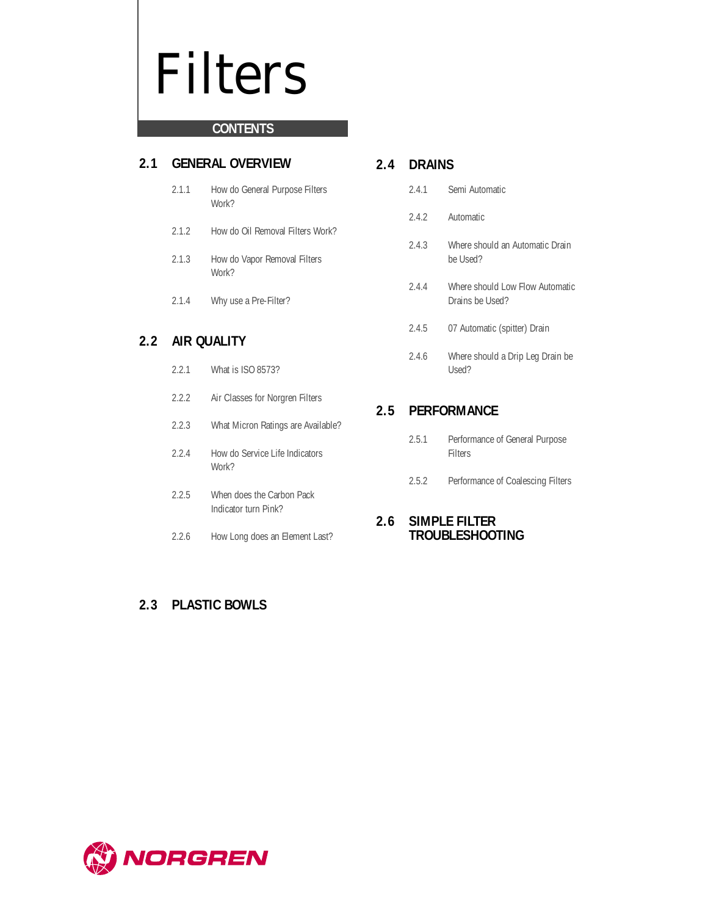# Filters

## CONTENTS

### 2.1 GENERAL OVERVIEW

- 2.1.1 How do General Purpose Filters Work?
- 2.1.2 How do Oil Removal Filters Work?
- 2.1.3 How do Vapor Removal Filters Work?
- 2.1.4 Why use a Pre-Filter?

### 2.2 AIR QUALITY

- 2.2.1 What is ISO 8573?
- 2.2.2 Air Classes for Norgren Filters
- 2.2.3 What Micron Ratings are Available?
- 2.2.4 How do Service Life Indicators Work?
- 2.2.5 When does the Carbon Pack Indicator turn Pink?
- 2.2.6 How Long does an Element Last?

### 2.3 PLASTIC BOWLS

### 2.4 DRAINS

- 2.4.1 Semi Automatic
- 2.4.2 Automatic
- 2.4.3 Where should an Automatic Drain be Used?
- 2.4.4 Where should Low Flow Automatic Drains be Used?
- 2.4.5 07 Automatic (spitter) Drain
- 2.4.6 Where should a Drip Leg Drain be Used?

### 2.5 PERFORMANCE

- 2.5.1 Performance of General Purpose Filters
- 2.5.2 Performance of Coalescing Filters

### 2.6 SIMPLE FILTER TROUBLESHOOTING

NORGREN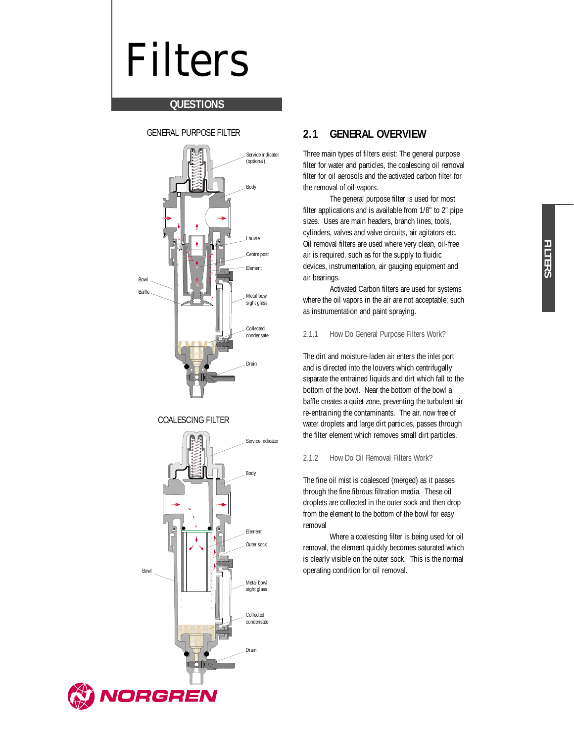# Filters

## QUESTIONS

GENERAL PURPOSE FILTER

Service indicator (optional)

Body

Louvre

Centre post

Element

Bowl

Baffle

Metal bowl sight glass

Collected condensate

Drain

COALESCING FILTER

Service indicator

Body

Element

Outer sock

Bowl

Metal bowl sight glass

Collected condensate

Drain

## 2.1 GENERAL OVERVIEW

Three main types of filters exist: The general purpose filter for water and particles, the coalescing oil removal filter for oil aerosols and the activated carbon filter for the removal of oil vapors.

The general purpose filter is used for most filter applications and is available from 1/8" to 2" pipe sizes. Uses are main headers, branch lines, tools, cylinders, valves and valve circuits, air agitators etc. Oil removal filters are used where very clean, oil-free air is required, such as for the supply to fluidic devices, instrumentation, air gauging equipment and air bearings.

Activated Carbon filters are used for systems where the oil vapors in the air are not acceptable; such as instrumentation and paint spraying.

### 2.1.1 How Do General Purpose Filters Work?

The dirt and moisture-laden air enters the inlet port and is directed into the louvers which centrifugally separate the entrained liquids and dirt which fall to the bottom of the bowl. Near the bottom of the bowl a baffle creates a quiet zone, preventing the turbulent air re-entraining the contaminants. The air, now free of water droplets and large dirt particles, passes through the filter element which removes small dirt particles.

### 2.1.2 How Do Oil Removal Filters Work?

The fine oil mist is coalesced (merged) as it passes through the fine fibrous filtration media. These oil droplets are collected in the outer sock and then drop from the element to the bottom of the bowl for easy removal

Where a coalescing filter is being used for oil removal, the element quickly becomes saturated which is clearly visible on the outer sock. This is the normal operating condition for oil removal.

FILTERS

NORGREN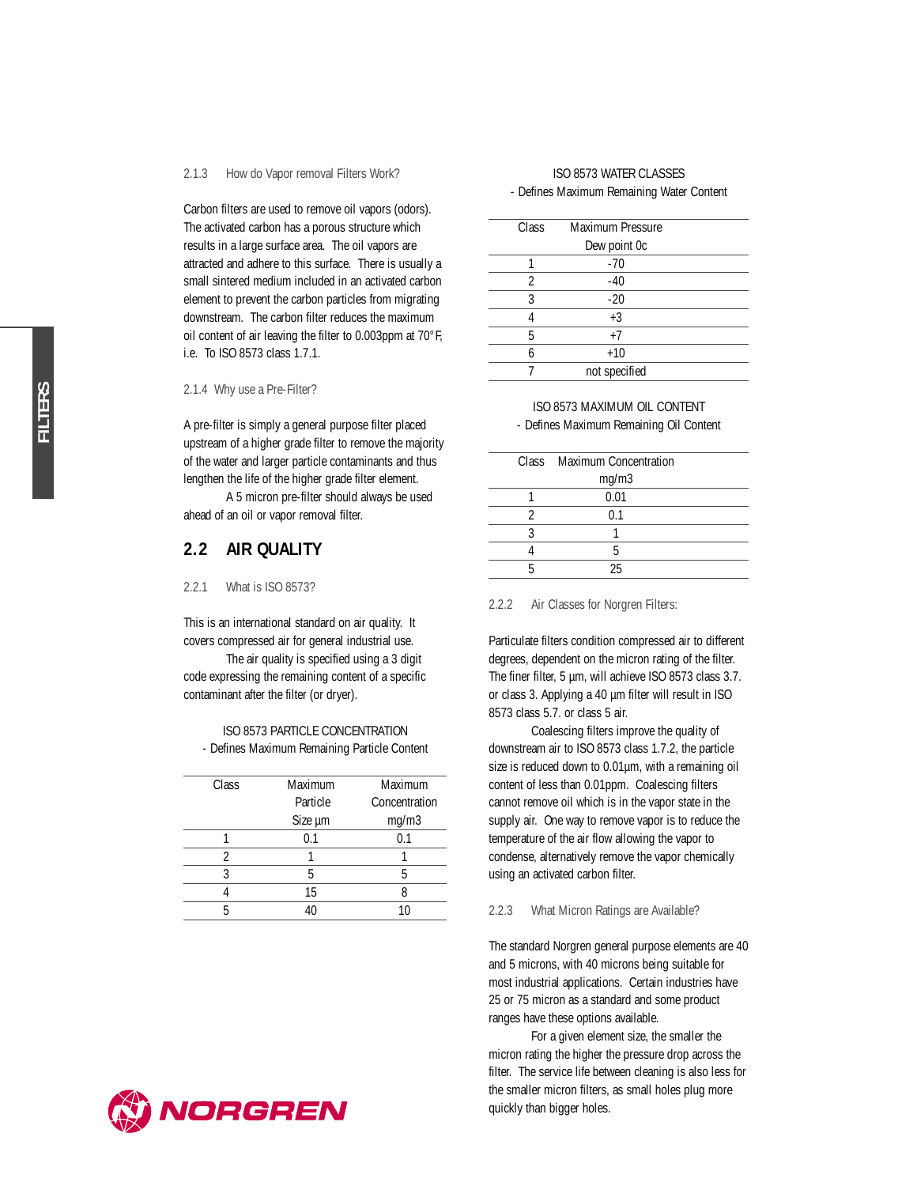### 2.1.3 How do Vapor removal Filters Work?

Carbon filters are used to remove oil vapors (odors). The activated carbon has a porous structure which results in a large surface area. The oil vapors are attracted and adhere to this surface. There is usually a small sintered medium included in an activated carbon element to prevent the carbon particles from migrating downstream. The carbon filter reduces the maximum oil content of air leaving the filter to 0.003ppm at 70° F, i.e. To ISO 8573 class 1.7.1.

### 2.1.4 Why use a Pre-Filter?

A pre-filter is simply a general purpose filter placed upstream of a higher grade filter to remove the majority of the water and larger particle contaminants and thus lengthen the life of the higher grade filter element.

A 5 micron pre-filter should always be used ahead of an oil or vapor removal filter.

## 2.2 AIR QUALITY

### 2.2.1 What is ISO 8573?

This is an international standard on air quality. It covers compressed air for general industrial use.

The air quality is specified using a 3 digit code expressing the remaining content of a specific contaminant after the filter (or dryer).

ISO 8573 PARTICLE CONCENTRATION
- Defines Maximum Remaining Particle Content

| Class | Maximum Particle Size µm | Maximum Concentration mg/m3 |
|---|---|---|
| 1 | 0.1 | 0.1 |
| 2 | 1 | 1 |
| 3 | 5 | 5 |
| 4 | 15 | 8 |
| 5 | 40 | 10 |

ISO 8573 WATER CLASSES
- Defines Maximum Remaining Water Content

| Class | Maximum Pressure Dew point 0c |
|---|---|
| 1 | -70 |
| 2 | -40 |
| 3 | -20 |
| 4 | +3 |
| 5 | +7 |
| 6 | +10 |
| 7 | not specified |

ISO 8573 MAXIMUM OIL CONTENT
- Defines Maximum Remaining Oil Content

| Class | Maximum Concentration mg/m3 |
|---|---|
| 1 | 0.01 |
| 2 | 0.1 |
| 3 | 1 |
| 4 | 5 |
| 5 | 25 |

### 2.2.2 Air Classes for Norgren Filters:

Particulate filters condition compressed air to different degrees, dependent on the micron rating of the filter. The finer filter, 5 µm, will achieve ISO 8573 class 3.7. or class 3. Applying a 40 µm filter will result in ISO 8573 class 5.7. or class 5 air.

Coalescing filters improve the quality of downstream air to ISO 8573 class 1.7.2, the particle size is reduced down to 0.01µm, with a remaining oil content of less than 0.01ppm. Coalescing filters cannot remove oil which is in the vapor state in the supply air. One way to remove vapor is to reduce the temperature of the air flow allowing the vapor to condense, alternatively remove the vapor chemically using an activated carbon filter.

### 2.2.3 What Micron Ratings are Available?

The standard Norgren general purpose elements are 40 and 5 microns, with 40 microns being suitable for most industrial applications. Certain industries have 25 or 75 micron as a standard and some product ranges have these options available.

For a given element size, the smaller the micron rating the higher the pressure drop across the filter. The service life between cleaning is also less for the smaller micron filters, as small holes plug more quickly than bigger holes.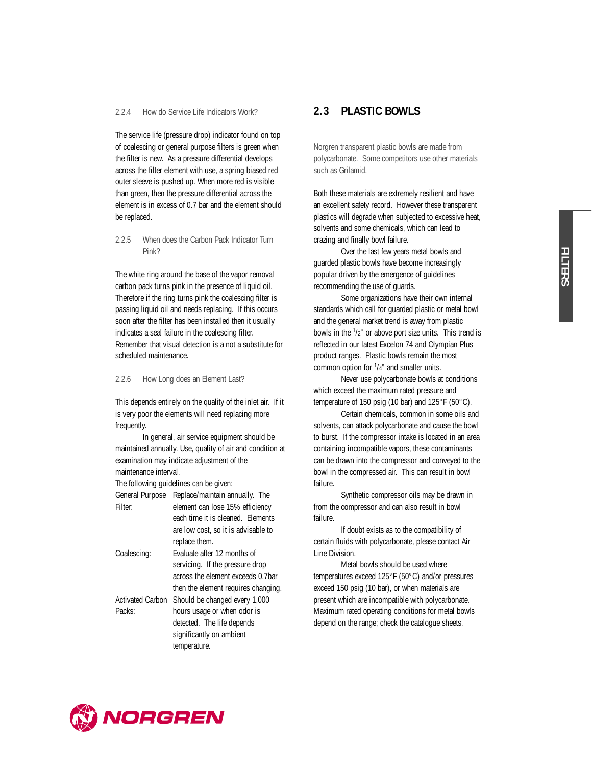### 2.2.4 How do Service Life Indicators Work?

The service life (pressure drop) indicator found on top of coalescing or general purpose filters is green when the filter is new. As a pressure differential develops across the filter element with use, a spring biased red outer sleeve is pushed up. When more red is visible than green, then the pressure differential across the element is in excess of 0.7 bar and the element should be replaced.

### 2.2.5 When does the Carbon Pack Indicator Turn Pink?

The white ring around the base of the vapor removal carbon pack turns pink in the presence of liquid oil. Therefore if the ring turns pink the coalescing filter is passing liquid oil and needs replacing. If this occurs soon after the filter has been installed then it usually indicates a seal failure in the coalescing filter. Remember that visual detection is a not a substitute for scheduled maintenance.

### 2.2.6 How Long does an Element Last?

This depends entirely on the quality of the inlet air. If it is very poor the elements will need replacing more frequently.

In general, air service equipment should be maintained annually. Use, quality of air and condition at examination may indicate adjustment of the maintenance interval.

The following guidelines can be given:

| | |
|---|---|
| General Purpose Filter: | Replace/maintain annually. The element can lose 15% efficiency each time it is cleaned. Elements are low cost, so it is advisable to replace them. |
| Coalescing: | Evaluate after 12 months of servicing. If the pressure drop across the element exceeds 0.7bar then the element requires changing. |
| Activated Carbon Packs: | Should be changed every 1,000 hours usage or when odor is detected. The life depends significantly on ambient temperature. |

## 2.3 PLASTIC BOWLS

Norgren transparent plastic bowls are made from polycarbonate. Some competitors use other materials such as Grilamid.

Both these materials are extremely resilient and have an excellent safety record. However these transparent plastics will degrade when subjected to excessive heat, solvents and some chemicals, which can lead to crazing and finally bowl failure.

Over the last few years metal bowls and guarded plastic bowls have become increasingly popular driven by the emergence of guidelines recommending the use of guards.

Some organizations have their own internal standards which call for guarded plastic or metal bowl and the general market trend is away from plastic bowls in the 1/2" or above port size units. This trend is reflected in our latest Excelon 74 and Olympian Plus product ranges. Plastic bowls remain the most common option for 1/4" and smaller units.

Never use polycarbonate bowls at conditions which exceed the maximum rated pressure and temperature of 150 psig (10 bar) and 125°F (50°C).

Certain chemicals, common in some oils and solvents, can attack polycarbonate and cause the bowl to burst. If the compressor intake is located in an area containing incompatible vapors, these contaminants can be drawn into the compressor and conveyed to the bowl in the compressed air. This can result in bowl failure.

Synthetic compressor oils may be drawn in from the compressor and can also result in bowl failure.

If doubt exists as to the compatibility of certain fluids with polycarbonate, please contact Air Line Division.

Metal bowls should be used where temperatures exceed 125°F (50°C) and/or pressures exceed 150 psig (10 bar), or when materials are present which are incompatible with polycarbonate. Maximum rated operating conditions for metal bowls depend on the range; check the catalogue sheets.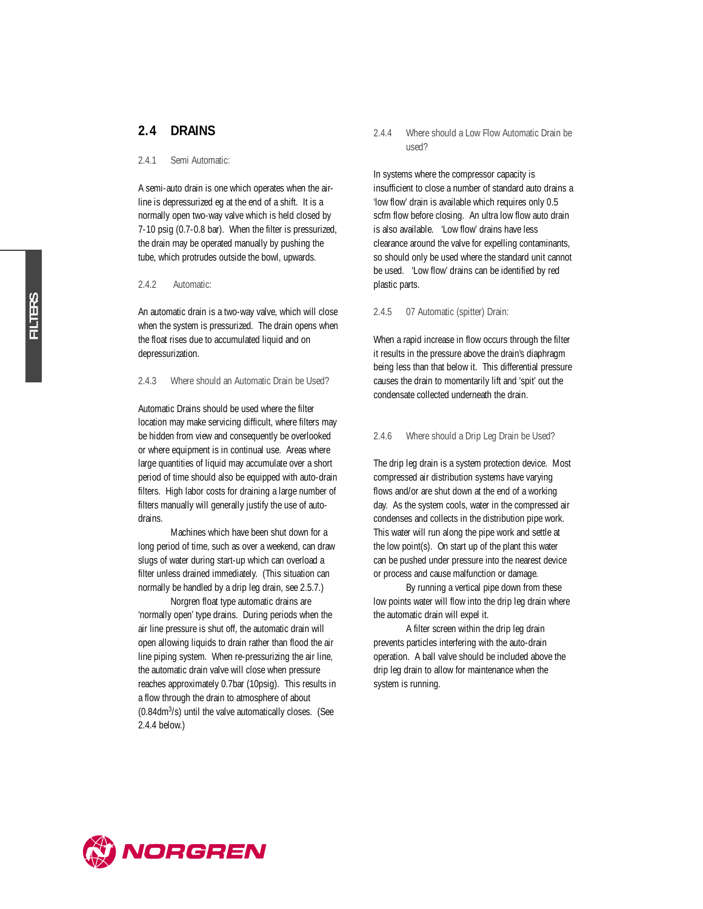## 2.4 DRAINS

### 2.4.1 Semi Automatic:

A semi-auto drain is one which operates when the air-line is depressurized eg at the end of a shift. It is a normally open two-way valve which is held closed by 7-10 psig (0.7-0.8 bar). When the filter is pressurized, the drain may be operated manually by pushing the tube, which protrudes outside the bowl, upwards.

### 2.4.2 Automatic:

An automatic drain is a two-way valve, which will close when the system is pressurized. The drain opens when the float rises due to accumulated liquid and on depressurization.

### 2.4.3 Where should an Automatic Drain be Used?

Automatic Drains should be used where the filter location may make servicing difficult, where filters may be hidden from view and consequently be overlooked or where equipment is in continual use. Areas where large quantities of liquid may accumulate over a short period of time should also be equipped with auto-drain filters. High labor costs for draining a large number of filters manually will generally justify the use of auto-drains.

Machines which have been shut down for a long period of time, such as over a weekend, can draw slugs of water during start-up which can overload a filter unless drained immediately. (This situation can normally be handled by a drip leg drain, see 2.5.7.)

Norgren float type automatic drains are 'normally open' type drains. During periods when the air line pressure is shut off, the automatic drain will open allowing liquids to drain rather than flood the air line piping system. When re-pressurizing the air line, the automatic drain valve will close when pressure reaches approximately 0.7bar (10psig). This results in a flow through the drain to atmosphere of about ($0.84dm^3/s$) until the valve automatically closes. (See 2.4.4 below.)

### 2.4.4 Where should a Low Flow Automatic Drain be used?

In systems where the compressor capacity is insufficient to close a number of standard auto drains a 'low flow' drain is available which requires only 0.5 scfm flow before closing. An ultra low flow auto drain is also available. 'Low flow' drains have less clearance around the valve for expelling contaminants, so should only be used where the standard unit cannot be used. 'Low flow' drains can be identified by red plastic parts.

### 2.4.5 07 Automatic (spitter) Drain:

When a rapid increase in flow occurs through the filter it results in the pressure above the drain's diaphragm being less than that below it. This differential pressure causes the drain to momentarily lift and 'spit' out the condensate collected underneath the drain.

### 2.4.6 Where should a Drip Leg Drain be Used?

The drip leg drain is a system protection device. Most compressed air distribution systems have varying flows and/or are shut down at the end of a working day. As the system cools, water in the compressed air condenses and collects in the distribution pipe work. This water will run along the pipe work and settle at the low point(s). On start up of the plant this water can be pushed under pressure into the nearest device or process and cause malfunction or damage.

By running a vertical pipe down from these low points water will flow into the drip leg drain where the automatic drain will expel it.

A filter screen within the drip leg drain prevents particles interfering with the auto-drain operation. A ball valve should be included above the drip leg drain to allow for maintenance when the system is running.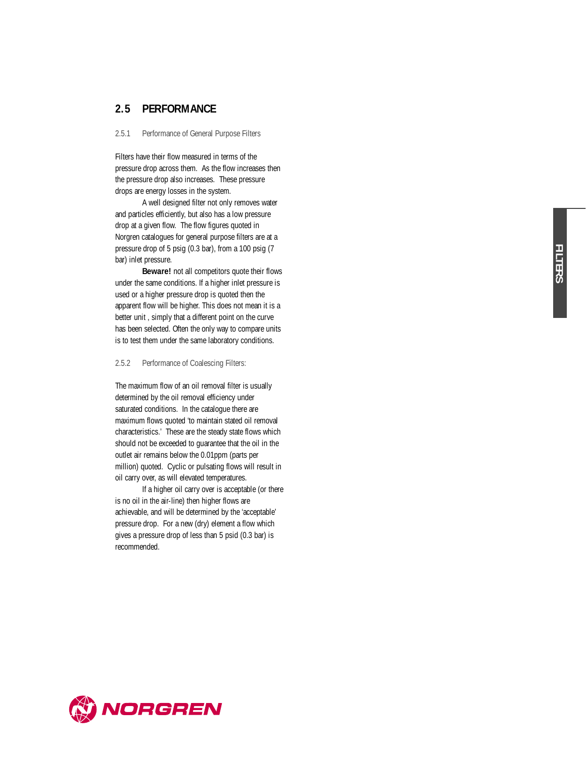## 2.5 PERFORMANCE

### 2.5.1 Performance of General Purpose Filters

Filters have their flow measured in terms of the pressure drop across them. As the flow increases then the pressure drop also increases. These pressure drops are energy losses in the system.

A well designed filter not only removes water and particles efficiently, but also has a low pressure drop at a given flow. The flow figures quoted in Norgren catalogues for general purpose filters are at a pressure drop of 5 psig (0.3 bar), from a 100 psig (7 bar) inlet pressure.

**Beware!** not all competitors quote their flows under the same conditions. If a higher inlet pressure is used or a higher pressure drop is quoted then the apparent flow will be higher. This does not mean it is a better unit , simply that a different point on the curve has been selected. Often the only way to compare units is to test them under the same laboratory conditions.

### 2.5.2 Performance of Coalescing Filters:

The maximum flow of an oil removal filter is usually determined by the oil removal efficiency under saturated conditions. In the catalogue there are maximum flows quoted 'to maintain stated oil removal characteristics.' These are the steady state flows which should not be exceeded to guarantee that the oil in the outlet air remains below the 0.01ppm (parts per million) quoted. Cyclic or pulsating flows will result in oil carry over, as will elevated temperatures.

If a higher oil carry over is acceptable (or there is no oil in the air-line) then higher flows are achievable, and will be determined by the 'acceptable' pressure drop. For a new (dry) element a flow which gives a pressure drop of less than 5 psid (0.3 bar) is recommended.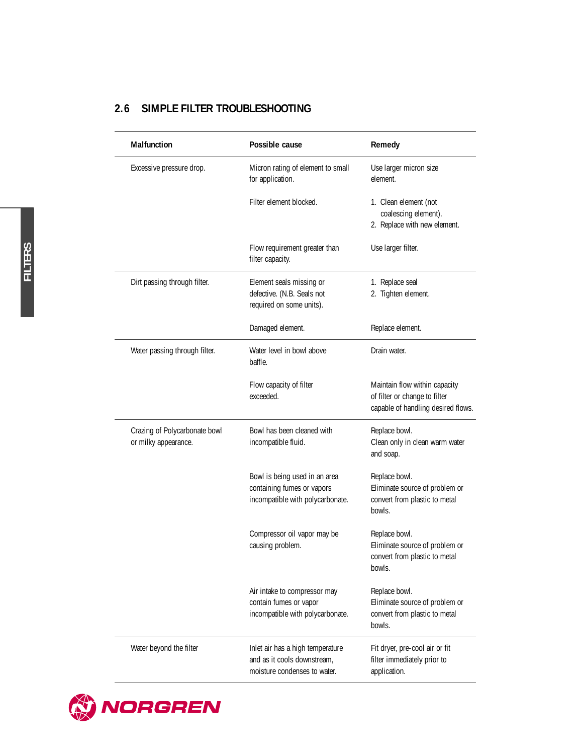## 2.6 SIMPLE FILTER TROUBLESHOOTING

| Malfunction | Possible cause | Remedy |
|---|---|---|
| Excessive pressure drop. | Micron rating of element to small for application. | Use larger micron size element. |
| | Filter element blocked. | 1. Clean element (not coalescing element).<br>2. Replace with new element. |
| | Flow requirement greater than filter capacity. | Use larger filter. |
| Dirt passing through filter. | Element seals missing or defective. (N.B. Seals not required on some units). | 1. Replace seal<br>2. Tighten element. |
| | Damaged element. | Replace element. |
| Water passing through filter. | Water level in bowl above baffle. | Drain water. |
| | Flow capacity of filter exceeded. | Maintain flow within capacity of filter or change to filter capable of handling desired flows. |
| Crazing of Polycarbonate bowl or milky appearance. | Bowl has been cleaned with incompatible fluid. | Replace bowl.<br>Clean only in clean warm water and soap. |
| | Bowl is being used in an area containing fumes or vapors incompatible with polycarbonate. | Replace bowl.<br>Eliminate source of problem or convert from plastic to metal bowls. |
| | Compressor oil vapor may be causing problem. | Replace bowl.<br>Eliminate source of problem or convert from plastic to metal bowls. |
| | Air intake to compressor may contain fumes or vapor incompatible with polycarbonate. | Replace bowl.<br>Eliminate source of problem or convert from plastic to metal bowls. |
| Water beyond the filter | Inlet air has a high temperature and as it cools downstream, moisture condenses to water. | Fit dryer, pre-cool air or fit filter immediately prior to application. |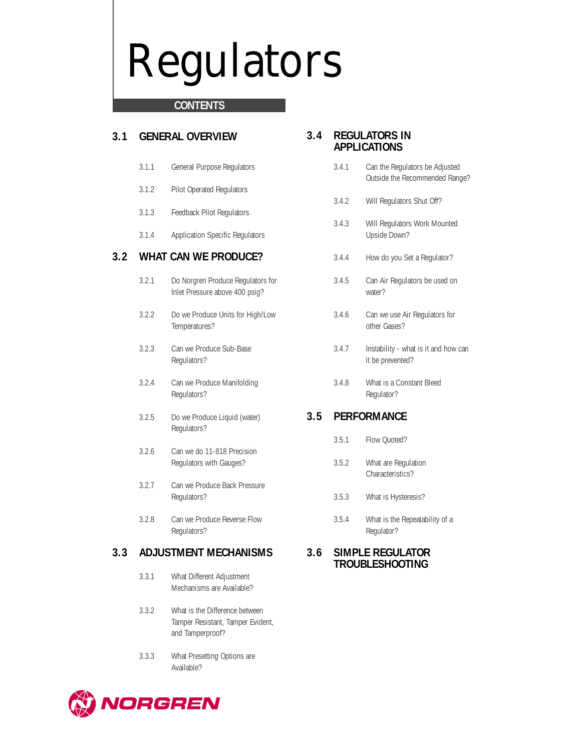# Regulators

## CONTENTS

### 3.1 GENERAL OVERVIEW

- 3.1.1 General Purpose Regulators
- 3.1.2 Pilot Operated Regulators
- 3.1.3 Feedback Pilot Regulators
- 3.1.4 Application Specific Regulators

### 3.2 WHAT CAN WE PRODUCE?

- 3.2.1 Do Norgren Produce Regulators for Inlet Pressure above 400 psig?
- 3.2.2 Do we Produce Units for High/Low Temperatures?
- 3.2.3 Can we Produce Sub-Base Regulators?
- 3.2.4 Can we Produce Manifolding Regulators?
- 3.2.5 Do we Produce Liquid (water) Regulators?
- 3.2.6 Can we do 11-818 Precision Regulators with Gauges?
- 3.2.7 Can we Produce Back Pressure Regulators?
- 3.2.8 Can we Produce Reverse Flow Regulators?

### 3.3 ADJUSTMENT MECHANISMS

- 3.3.1 What Different Adjustment Mechanisms are Available?
- 3.3.2 What is the Difference between Tamper Resistant, Tamper Evident, and Tamperproof?
- 3.3.3 What Presetting Options are Available?

### 3.4 REGULATORS IN APPLICATIONS

- 3.4.1 Can the Regulators be Adjusted Outside the Recommended Range?
- 3.4.2 Will Regulators Shut Off?
- 3.4.3 Will Regulators Work Mounted Upside Down?
- 3.4.4 How do you Set a Regulator?
- 3.4.5 Can Air Regulators be used on water?
- 3.4.6 Can we use Air Regulators for other Gases?
- 3.4.7 Instability - what is it and how can it be prevented?
- 3.4.8 What is a Constant Bleed Regulator?

### 3.5 PERFORMANCE

- 3.5.1 Flow Quoted?
- 3.5.2 What are Regulation Characteristics?
- 3.5.3 What is Hysteresis?
- 3.5.4 What is the Repeatability of a Regulator?

### 3.6 SIMPLE REGULATOR TROUBLESHOOTING

NORGREN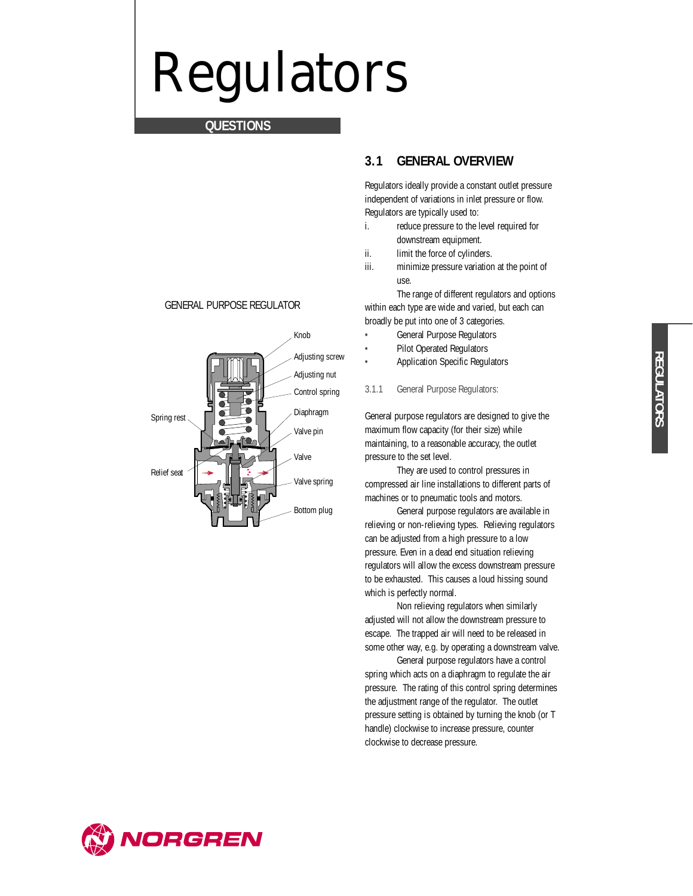# Regulators

QUESTIONS

## 3.1 GENERAL OVERVIEW

Regulators ideally provide a constant outlet pressure independent of variations in inlet pressure or flow. Regulators are typically used to:

i. reduce pressure to the level required for downstream equipment.

ii. limit the force of cylinders.

iii. minimize pressure variation at the point of use.

The range of different regulators and options within each type are wide and varied, but each can broadly be put into one of 3 categories.

- General Purpose Regulators
- Pilot Operated Regulators
- Application Specific Regulators

### 3.1.1 General Purpose Regulators:

GENERAL PURPOSE REGULATOR

Knob, Adjusting screw, Adjusting nut, Control spring, Diaphragm, Valve pin, Valve, Valve spring, Bottom plug, Spring rest, Relief seat

General purpose regulators are designed to give the maximum flow capacity (for their size) while maintaining, to a reasonable accuracy, the outlet pressure to the set level.

They are used to control pressures in compressed air line installations to different parts of machines or to pneumatic tools and motors.

General purpose regulators are available in relieving or non-relieving types. Relieving regulators can be adjusted from a high pressure to a low pressure. Even in a dead end situation relieving regulators will allow the excess downstream pressure to be exhausted. This causes a loud hissing sound which is perfectly normal.

Non relieving regulators when similarly adjusted will not allow the downstream pressure to escape. The trapped air will need to be released in some other way, e.g. by operating a downstream valve.

General purpose regulators have a control spring which acts on a diaphragm to regulate the air pressure. The rating of this control spring determines the adjustment range of the regulator. The outlet pressure setting is obtained by turning the knob (or T handle) clockwise to increase pressure, counter clockwise to decrease pressure.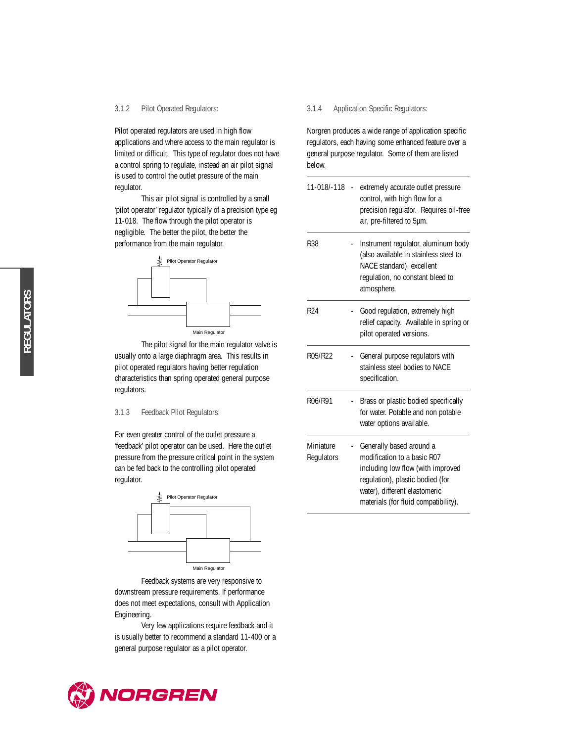### 3.1.2 Pilot Operated Regulators:

Pilot operated regulators are used in high flow applications and where access to the main regulator is limited or difficult. This type of regulator does not have a control spring to regulate, instead an air pilot signal is used to control the outlet pressure of the main regulator.

This air pilot signal is controlled by a small 'pilot operator' regulator typically of a precision type eg 11-018. The flow through the pilot operator is negligible. The better the pilot, the better the performance from the main regulator.

Pilot Operator Regulator

Main Regulator

The pilot signal for the main regulator valve is usually onto a large diaphragm area. This results in pilot operated regulators having better regulation characteristics than spring operated general purpose regulators.

### 3.1.3 Feedback Pilot Regulators:

For even greater control of the outlet pressure a 'feedback' pilot operator can be used. Here the outlet pressure from the pressure critical point in the system can be fed back to the controlling pilot operated regulator.

Pilot Operator Regulator

Main Regulator

Feedback systems are very responsive to downstream pressure requirements. If performance does not meet expectations, consult with Application Engineering.

Very few applications require feedback and it is usually better to recommend a standard 11-400 or a general purpose regulator as a pilot operator.

### 3.1.4 Application Specific Regulators:

Norgren produces a wide range of application specific regulators, each having some enhanced feature over a general purpose regulator. Some of them are listed below.

| | |
|---|---|
| 11-018/-118 | - extremely accurate outlet pressure control, with high flow for a precision regulator. Requires oil-free air, pre-filtered to 5µm. |
| R38 | - Instrument regulator, aluminum body (also available in stainless steel to NACE standard), excellent regulation, no constant bleed to atmosphere. |
| R24 | - Good regulation, extremely high relief capacity. Available in spring or pilot operated versions. |
| R05/R22 | - General purpose regulators with stainless steel bodies to NACE specification. |
| R06/R91 | - Brass or plastic bodied specifically for water. Potable and non potable water options available. |
| Miniature Regulators | - Generally based around a modification to a basic R07 including low flow (with improved regulation), plastic bodied (for water), different elastomeric materials (for fluid compatibility). |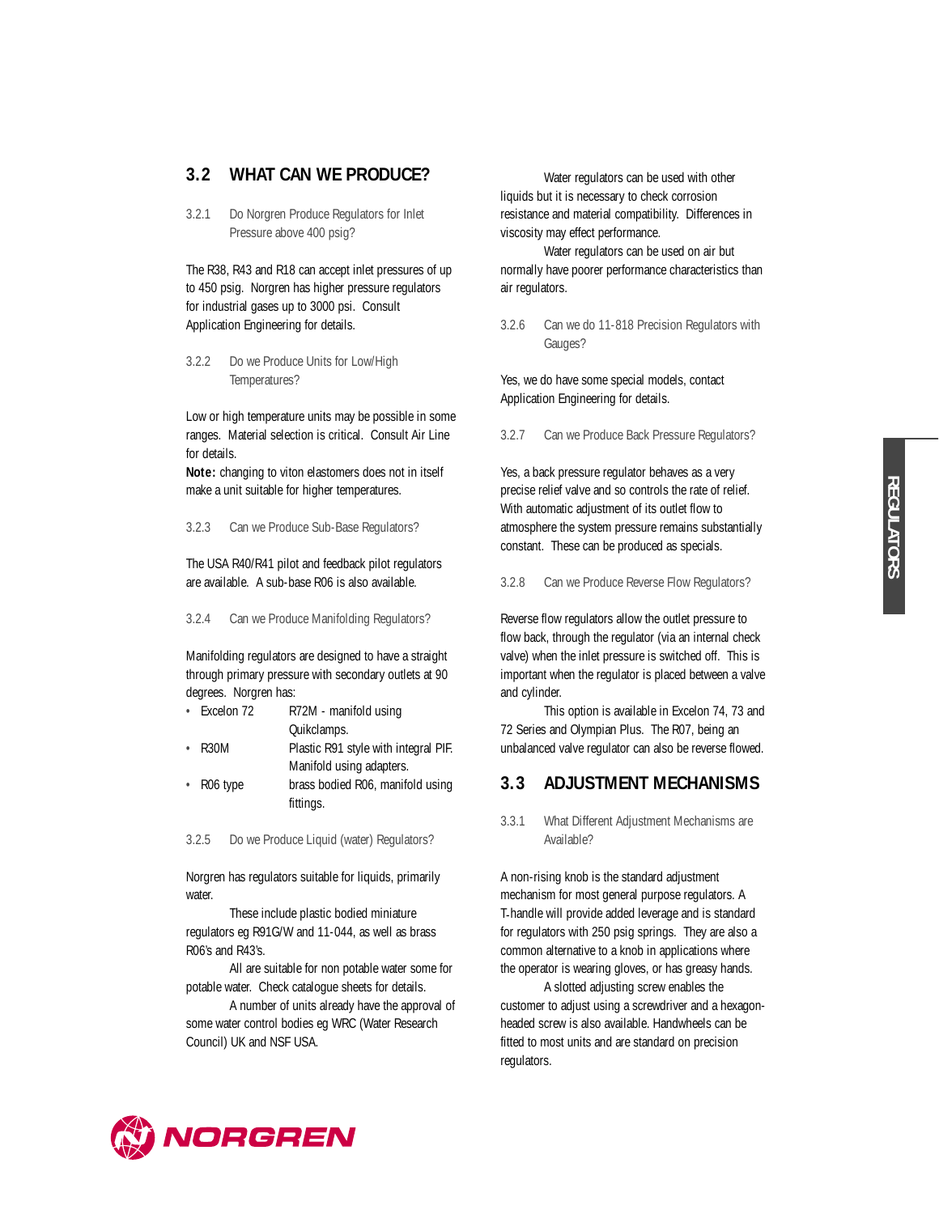## 3.2 WHAT CAN WE PRODUCE?

### 3.2.1 Do Norgren Produce Regulators for Inlet Pressure above 400 psig?

The R38, R43 and R18 can accept inlet pressures of up to 450 psig. Norgren has higher pressure regulators for industrial gases up to 3000 psi. Consult Application Engineering for details.

### 3.2.2 Do we Produce Units for Low/High Temperatures?

Low or high temperature units may be possible in some ranges. Material selection is critical. Consult Air Line for details.

**Note:** changing to viton elastomers does not in itself make a unit suitable for higher temperatures.

### 3.2.3 Can we Produce Sub-Base Regulators?

The USA R40/R41 pilot and feedback pilot regulators are available. A sub-base R06 is also available.

### 3.2.4 Can we Produce Manifolding Regulators?

Manifolding regulators are designed to have a straight through primary pressure with secondary outlets at 90 degrees. Norgren has:

- Excelon 72 — R72M - manifold using Quikclamps.
- R30M — Plastic R91 style with integral PIF. Manifold using adapters.
- R06 type — brass bodied R06, manifold using fittings.

### 3.2.5 Do we Produce Liquid (water) Regulators?

Norgren has regulators suitable for liquids, primarily water.

These include plastic bodied miniature regulators eg R91G/W and 11-044, as well as brass R06's and R43's.

All are suitable for non potable water some for potable water. Check catalogue sheets for details.

A number of units already have the approval of some water control bodies eg WRC (Water Research Council) UK and NSF USA.

Water regulators can be used with other liquids but it is necessary to check corrosion resistance and material compatibility. Differences in viscosity may effect performance.

Water regulators can be used on air but normally have poorer performance characteristics than air regulators.

### 3.2.6 Can we do 11-818 Precision Regulators with Gauges?

Yes, we do have some special models, contact Application Engineering for details.

### 3.2.7 Can we Produce Back Pressure Regulators?

Yes, a back pressure regulator behaves as a very precise relief valve and so controls the rate of relief. With automatic adjustment of its outlet flow to atmosphere the system pressure remains substantially constant. These can be produced as specials.

### 3.2.8 Can we Produce Reverse Flow Regulators?

Reverse flow regulators allow the outlet pressure to flow back, through the regulator (via an internal check valve) when the inlet pressure is switched off. This is important when the regulator is placed between a valve and cylinder.

This option is available in Excelon 74, 73 and 72 Series and Olympian Plus. The R07, being an unbalanced valve regulator can also be reverse flowed.

## 3.3 ADJUSTMENT MECHANISMS

### 3.3.1 What Different Adjustment Mechanisms are Available?

A non-rising knob is the standard adjustment mechanism for most general purpose regulators. A T-handle will provide added leverage and is standard for regulators with 250 psig springs. They are also a common alternative to a knob in applications where the operator is wearing gloves, or has greasy hands.

A slotted adjusting screw enables the customer to adjust using a screwdriver and a hexagon-headed screw is also available. Handwheels can be fitted to most units and are standard on precision regulators.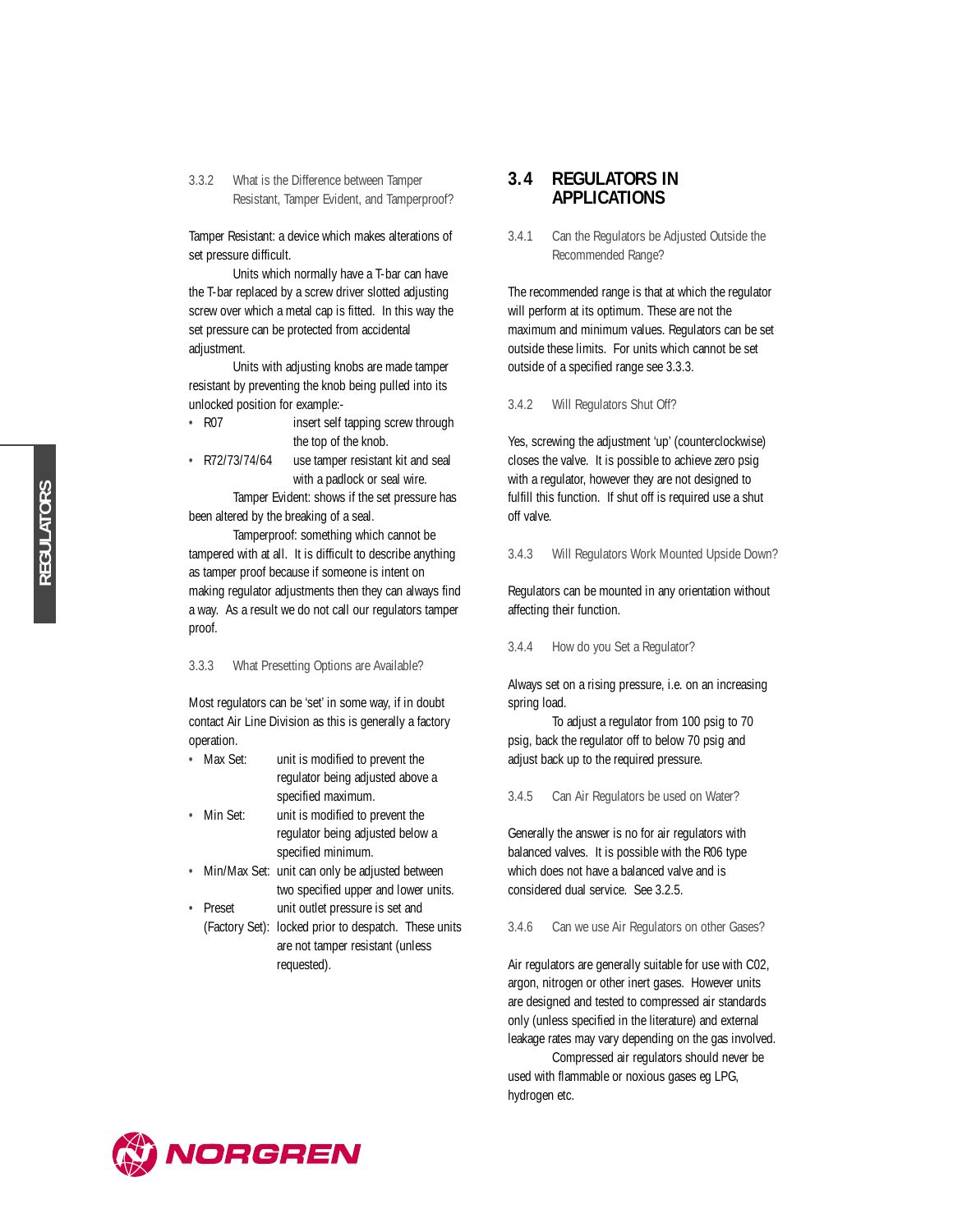### 3.3.2 What is the Difference between Tamper Resistant, Tamper Evident, and Tamperproof?

Tamper Resistant: a device which makes alterations of set pressure difficult.

Units which normally have a T-bar can have the T-bar replaced by a screw driver slotted adjusting screw over which a metal cap is fitted. In this way the set pressure can be protected from accidental adjustment.

Units with adjusting knobs are made tamper resistant by preventing the knob being pulled into its unlocked position for example:-

- R07 — insert self tapping screw through the top of the knob.
- R72/73/74/64 — use tamper resistant kit and seal with a padlock or seal wire.

Tamper Evident: shows if the set pressure has been altered by the breaking of a seal.

Tamperproof: something which cannot be tampered with at all. It is difficult to describe anything as tamper proof because if someone is intent on making regulator adjustments then they can always find a way. As a result we do not call our regulators tamper proof.

### 3.3.3 What Presetting Options are Available?

Most regulators can be 'set' in some way, if in doubt contact Air Line Division as this is generally a factory operation.

- Max Set: unit is modified to prevent the regulator being adjusted above a specified maximum.
- Min Set: unit is modified to prevent the regulator being adjusted below a specified minimum.
- Min/Max Set: unit can only be adjusted between two specified upper and lower units.
- Preset (Factory Set): unit outlet pressure is set and locked prior to despatch. These units are not tamper resistant (unless requested).

## 3.4 REGULATORS IN APPLICATIONS

### 3.4.1 Can the Regulators be Adjusted Outside the Recommended Range?

The recommended range is that at which the regulator will perform at its optimum. These are not the maximum and minimum values. Regulators can be set outside these limits. For units which cannot be set outside of a specified range see 3.3.3.

### 3.4.2 Will Regulators Shut Off?

Yes, screwing the adjustment 'up' (counterclockwise) closes the valve. It is possible to achieve zero psig with a regulator, however they are not designed to fulfill this function. If shut off is required use a shut off valve.

### 3.4.3 Will Regulators Work Mounted Upside Down?

Regulators can be mounted in any orientation without affecting their function.

### 3.4.4 How do you Set a Regulator?

Always set on a rising pressure, i.e. on an increasing spring load.

To adjust a regulator from 100 psig to 70 psig, back the regulator off to below 70 psig and adjust back up to the required pressure.

### 3.4.5 Can Air Regulators be used on Water?

Generally the answer is no for air regulators with balanced valves. It is possible with the R06 type which does not have a balanced valve and is considered dual service. See 3.2.5.

### 3.4.6 Can we use Air Regulators on other Gases?

Air regulators are generally suitable for use with C02, argon, nitrogen or other inert gases. However units are designed and tested to compressed air standards only (unless specified in the literature) and external leakage rates may vary depending on the gas involved.

Compressed air regulators should never be used with flammable or noxious gases eg LPG, hydrogen etc.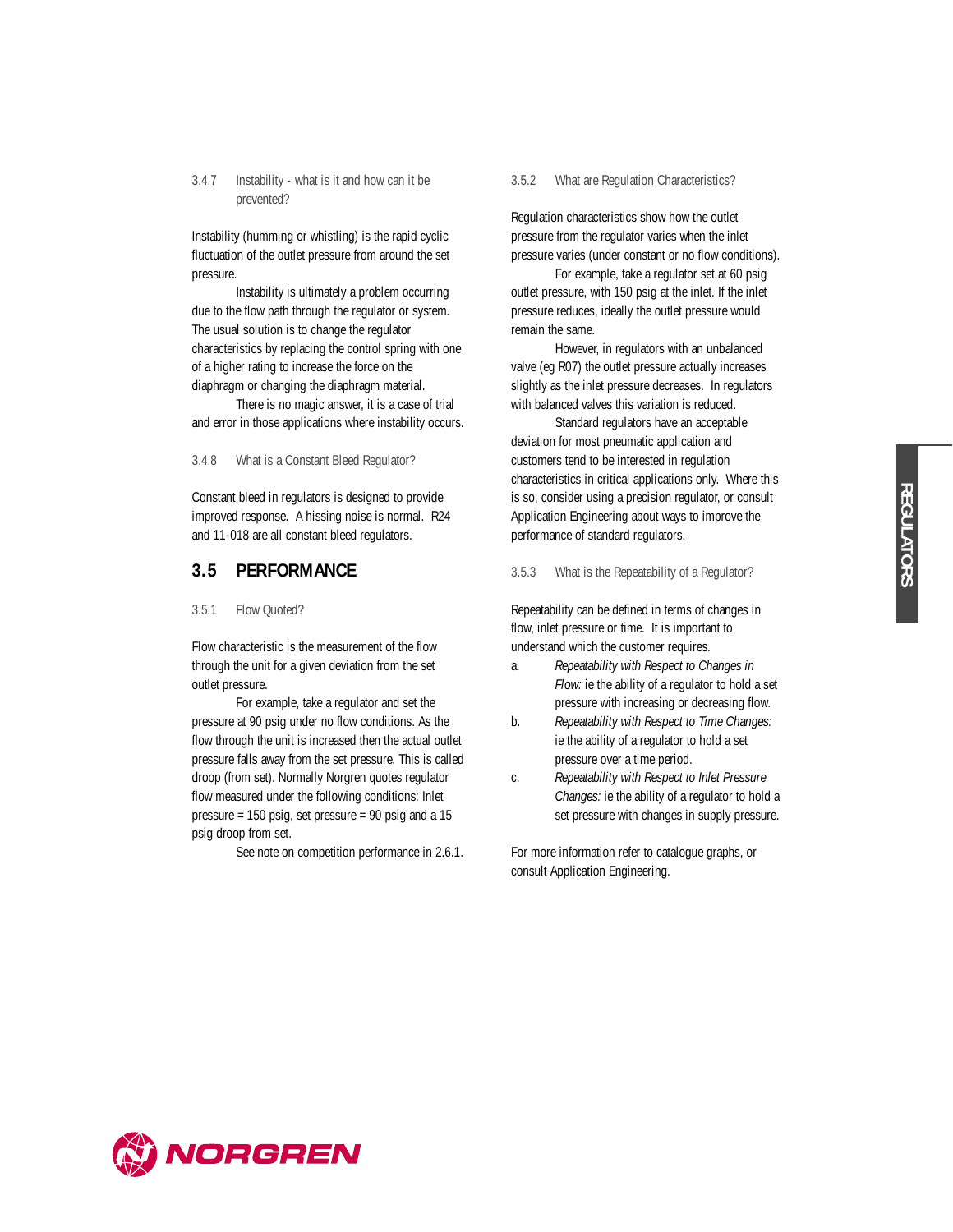### 3.4.7 Instability - what is it and how can it be prevented?

Instability (humming or whistling) is the rapid cyclic fluctuation of the outlet pressure from around the set pressure.

Instability is ultimately a problem occurring due to the flow path through the regulator or system. The usual solution is to change the regulator characteristics by replacing the control spring with one of a higher rating to increase the force on the diaphragm or changing the diaphragm material.

There is no magic answer, it is a case of trial and error in those applications where instability occurs.

### 3.4.8 What is a Constant Bleed Regulator?

Constant bleed in regulators is designed to provide improved response. A hissing noise is normal. R24 and 11-018 are all constant bleed regulators.

## 3.5 PERFORMANCE

### 3.5.1 Flow Quoted?

Flow characteristic is the measurement of the flow through the unit for a given deviation from the set outlet pressure.

For example, take a regulator and set the pressure at 90 psig under no flow conditions. As the flow through the unit is increased then the actual outlet pressure falls away from the set pressure. This is called droop (from set). Normally Norgren quotes regulator flow measured under the following conditions: Inlet pressure = 150 psig, set pressure = 90 psig and a 15 psig droop from set.

See note on competition performance in 2.6.1.

### 3.5.2 What are Regulation Characteristics?

Regulation characteristics show how the outlet pressure from the regulator varies when the inlet pressure varies (under constant or no flow conditions).

For example, take a regulator set at 60 psig outlet pressure, with 150 psig at the inlet. If the inlet pressure reduces, ideally the outlet pressure would remain the same.

However, in regulators with an unbalanced valve (eg R07) the outlet pressure actually increases slightly as the inlet pressure decreases. In regulators with balanced valves this variation is reduced.

Standard regulators have an acceptable deviation for most pneumatic application and customers tend to be interested in regulation characteristics in critical applications only. Where this is so, consider using a precision regulator, or consult Application Engineering about ways to improve the performance of standard regulators.

### 3.5.3 What is the Repeatability of a Regulator?

Repeatability can be defined in terms of changes in flow, inlet pressure or time. It is important to understand which the customer requires.

a. *Repeatability with Respect to Changes in Flow:* ie the ability of a regulator to hold a set pressure with increasing or decreasing flow.
b. *Repeatability with Respect to Time Changes:* ie the ability of a regulator to hold a set pressure over a time period.
c. *Repeatability with Respect to Inlet Pressure Changes:* ie the ability of a regulator to hold a set pressure with changes in supply pressure.

For more information refer to catalogue graphs, or consult Application Engineering.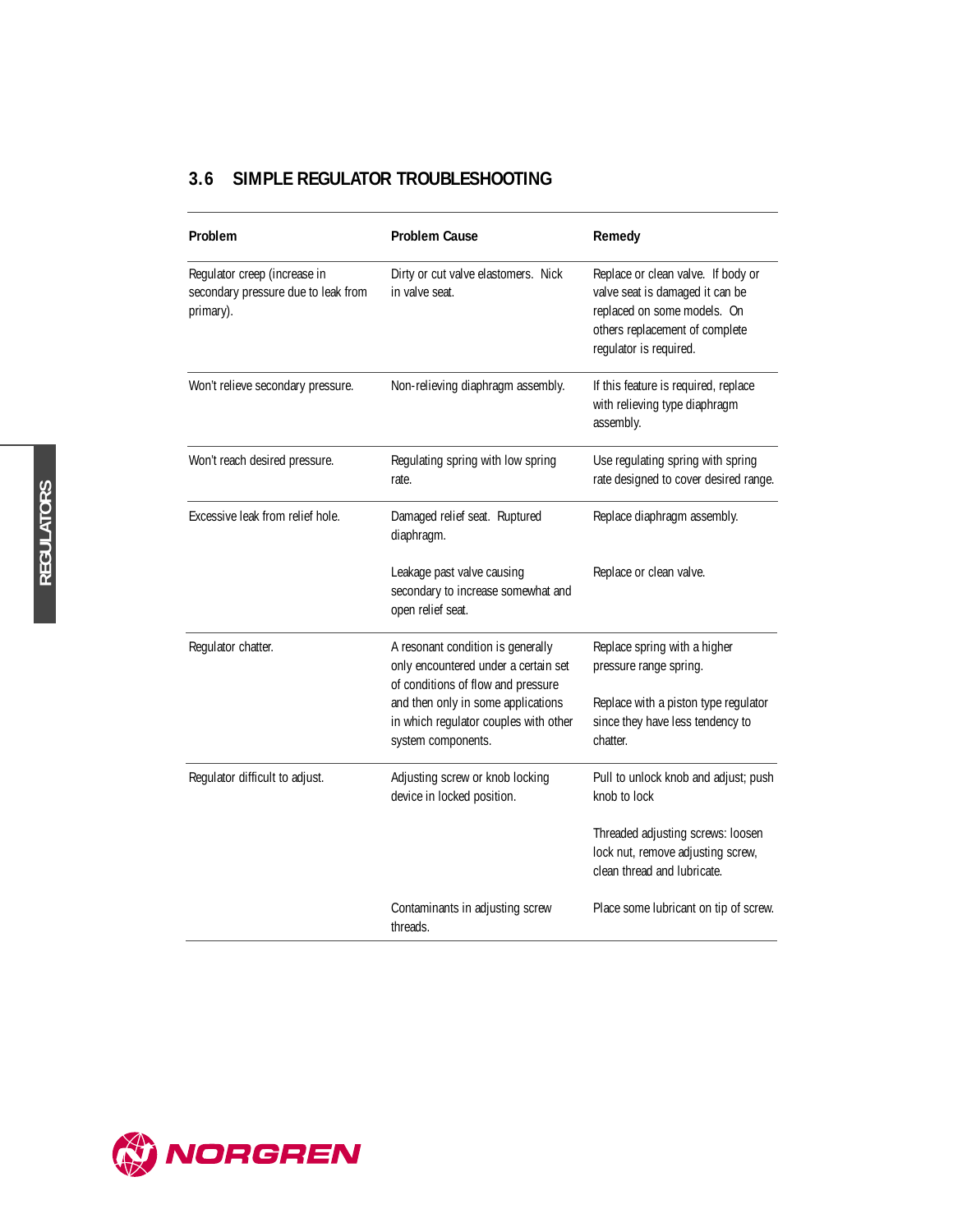## 3.6 SIMPLE REGULATOR TROUBLESHOOTING

| Problem | Problem Cause | Remedy |
|---|---|---|
| Regulator creep (increase in secondary pressure due to leak from primary). | Dirty or cut valve elastomers. Nick in valve seat. | Replace or clean valve. If body or valve seat is damaged it can be replaced on some models. On others replacement of complete regulator is required. |
| Won't relieve secondary pressure. | Non-relieving diaphragm assembly. | If this feature is required, replace with relieving type diaphragm assembly. |
| Won't reach desired pressure. | Regulating spring with low spring rate. | Use regulating spring with spring rate designed to cover desired range. |
| Excessive leak from relief hole. | Damaged relief seat. Ruptured diaphragm. | Replace diaphragm assembly. |
| | Leakage past valve causing secondary to increase somewhat and open relief seat. | Replace or clean valve. |
| Regulator chatter. | A resonant condition is generally only encountered under a certain set of conditions of flow and pressure and then only in some applications in which regulator couples with other system components. | Replace spring with a higher pressure range spring.<br><br>Replace with a piston type regulator since they have less tendency to chatter. |
| Regulator difficult to adjust. | Adjusting screw or knob locking device in locked position. | Pull to unlock knob and adjust; push knob to lock<br><br>Threaded adjusting screws: loosen lock nut, remove adjusting screw, clean thread and lubricate. |
| | Contaminants in adjusting screw threads. | Place some lubricant on tip of screw. |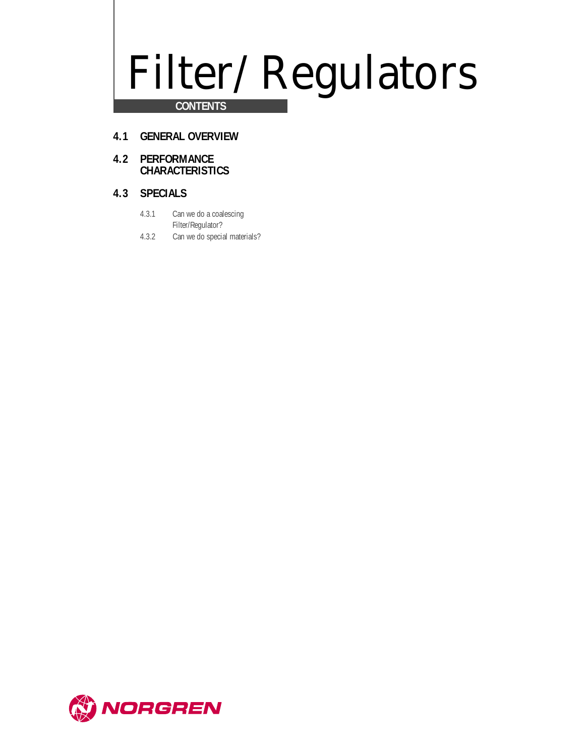# Filter/Regulators

**CONTENTS**

## 4.1 GENERAL OVERVIEW

## 4.2 PERFORMANCE CHARACTERISTICS

## 4.3 SPECIALS

4.3.1 Can we do a coalescing Filter/Regulator?

4.3.2 Can we do special materials?

NORGREN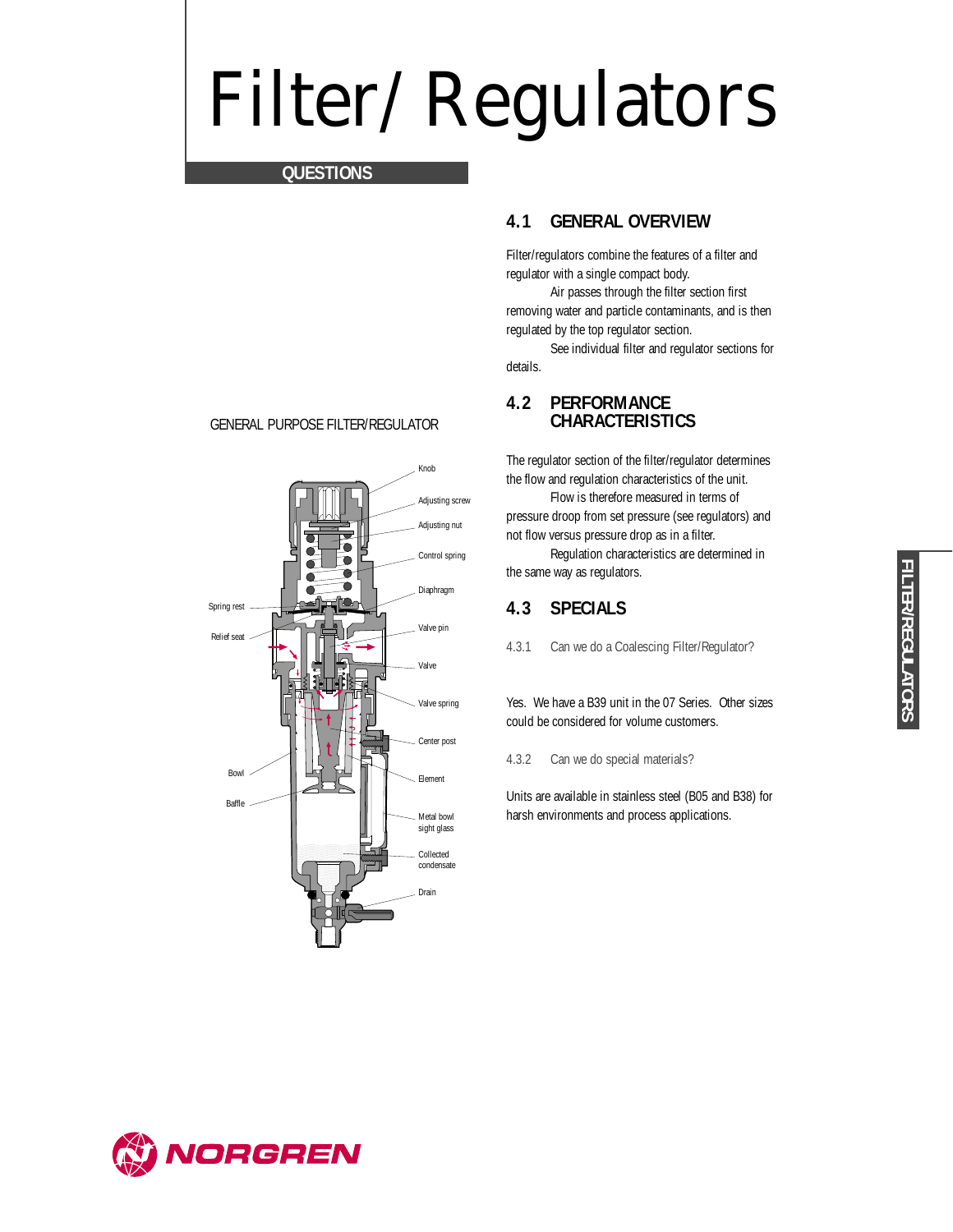# Filter/Regulators

**QUESTIONS**

GENERAL PURPOSE FILTER/REGULATOR

Knob
Adjusting screw
Adjusting nut
Control spring
Diaphragm
Spring rest
Relief seat
Valve pin
Valve
Valve spring
Center post
Bowl
Element
Baffle
Metal bowl sight glass
Collected condensate
Drain

## 4.1 GENERAL OVERVIEW

Filter/regulators combine the features of a filter and regulator with a single compact body.

Air passes through the filter section first removing water and particle contaminants, and is then regulated by the top regulator section.

See individual filter and regulator sections for details.

## 4.2 PERFORMANCE CHARACTERISTICS

The regulator section of the filter/regulator determines the flow and regulation characteristics of the unit.

Flow is therefore measured in terms of pressure droop from set pressure (see regulators) and not flow versus pressure drop as in a filter.

Regulation characteristics are determined in the same way as regulators.

## 4.3 SPECIALS

4.3.1 Can we do a Coalescing Filter/Regulator?

Yes. We have a B39 unit in the 07 Series. Other sizes could be considered for volume customers.

4.3.2 Can we do special materials?

Units are available in stainless steel (B05 and B38) for harsh environments and process applications.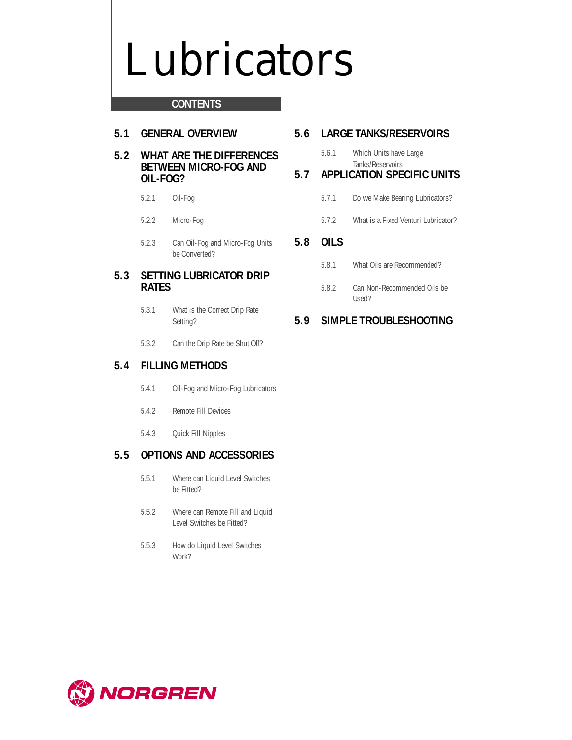# Lubricators

## CONTENTS

### 5.1 GENERAL OVERVIEW

### 5.2 WHAT ARE THE DIFFERENCES BETWEEN MICRO-FOG AND OIL-FOG?

- 5.2.1 Oil-Fog
- 5.2.2 Micro-Fog
- 5.2.3 Can Oil-Fog and Micro-Fog Units be Converted?

### 5.3 SETTING LUBRICATOR DRIP RATES

- 5.3.1 What is the Correct Drip Rate Setting?
- 5.3.2 Can the Drip Rate be Shut Off?

### 5.4 FILLING METHODS

- 5.4.1 Oil-Fog and Micro-Fog Lubricators
- 5.4.2 Remote Fill Devices
- 5.4.3 Quick Fill Nipples

### 5.5 OPTIONS AND ACCESSORIES

- 5.5.1 Where can Liquid Level Switches be Fitted?
- 5.5.2 Where can Remote Fill and Liquid Level Switches be Fitted?
- 5.5.3 How do Liquid Level Switches Work?

### 5.6 LARGE TANKS/RESERVOIRS

- 5.6.1 Which Units have Large Tanks/Reservoirs

### 5.7 APPLICATION SPECIFIC UNITS

- 5.7.1 Do we Make Bearing Lubricators?
- 5.7.2 What is a Fixed Venturi Lubricator?

### 5.8 OILS

- 5.8.1 What Oils are Recommended?
- 5.8.2 Can Non-Recommended Oils be Used?

### 5.9 SIMPLE TROUBLESHOOTING

NORGREN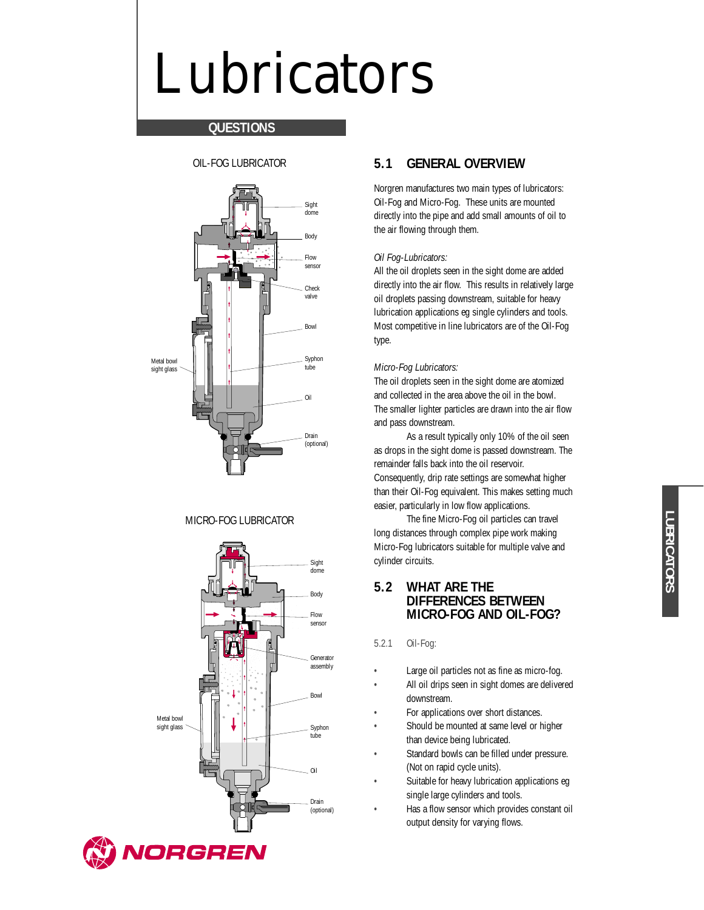# Lubricators

**QUESTIONS**

OIL-FOG LUBRICATOR

Sight dome

Body

Flow sensor

Check valve

Bowl

Metal bowl sight glass

Syphon tube

Oil

Drain (optional)

MICRO-FOG LUBRICATOR

Sight dome

Body

Flow sensor

Generator assembly

Bowl

Metal bowl sight glass

Syphon tube

Oil

Drain (optional)

## 5.1 GENERAL OVERVIEW

Norgren manufactures two main types of lubricators: Oil-Fog and Micro-Fog. These units are mounted directly into the pipe and add small amounts of oil to the air flowing through them.

*Oil Fog-Lubricators:*
All the oil droplets seen in the sight dome are added directly into the air flow. This results in relatively large oil droplets passing downstream, suitable for heavy lubrication applications eg single cylinders and tools. Most competitive in line lubricators are of the Oil-Fog type.

*Micro-Fog Lubricators:*
The oil droplets seen in the sight dome are atomized and collected in the area above the oil in the bowl. The smaller lighter particles are drawn into the air flow and pass downstream.

As a result typically only 10% of the oil seen as drops in the sight dome is passed downstream. The remainder falls back into the oil reservoir. Consequently, drip rate settings are somewhat higher than their Oil-Fog equivalent. This makes setting much easier, particularly in low flow applications.

The fine Micro-Fog oil particles can travel long distances through complex pipe work making Micro-Fog lubricators suitable for multiple valve and cylinder circuits.

## 5.2 WHAT ARE THE DIFFERENCES BETWEEN MICRO-FOG AND OIL-FOG?

5.2.1 Oil-Fog:

- Large oil particles not as fine as micro-fog.
- All oil drips seen in sight domes are delivered downstream.
- For applications over short distances.
- Should be mounted at same level or higher than device being lubricated.
- Standard bowls can be filled under pressure. (Not on rapid cycle units).
- Suitable for heavy lubrication applications eg single large cylinders and tools.
- Has a flow sensor which provides constant oil output density for varying flows.

NORGREN

LUBRICATORS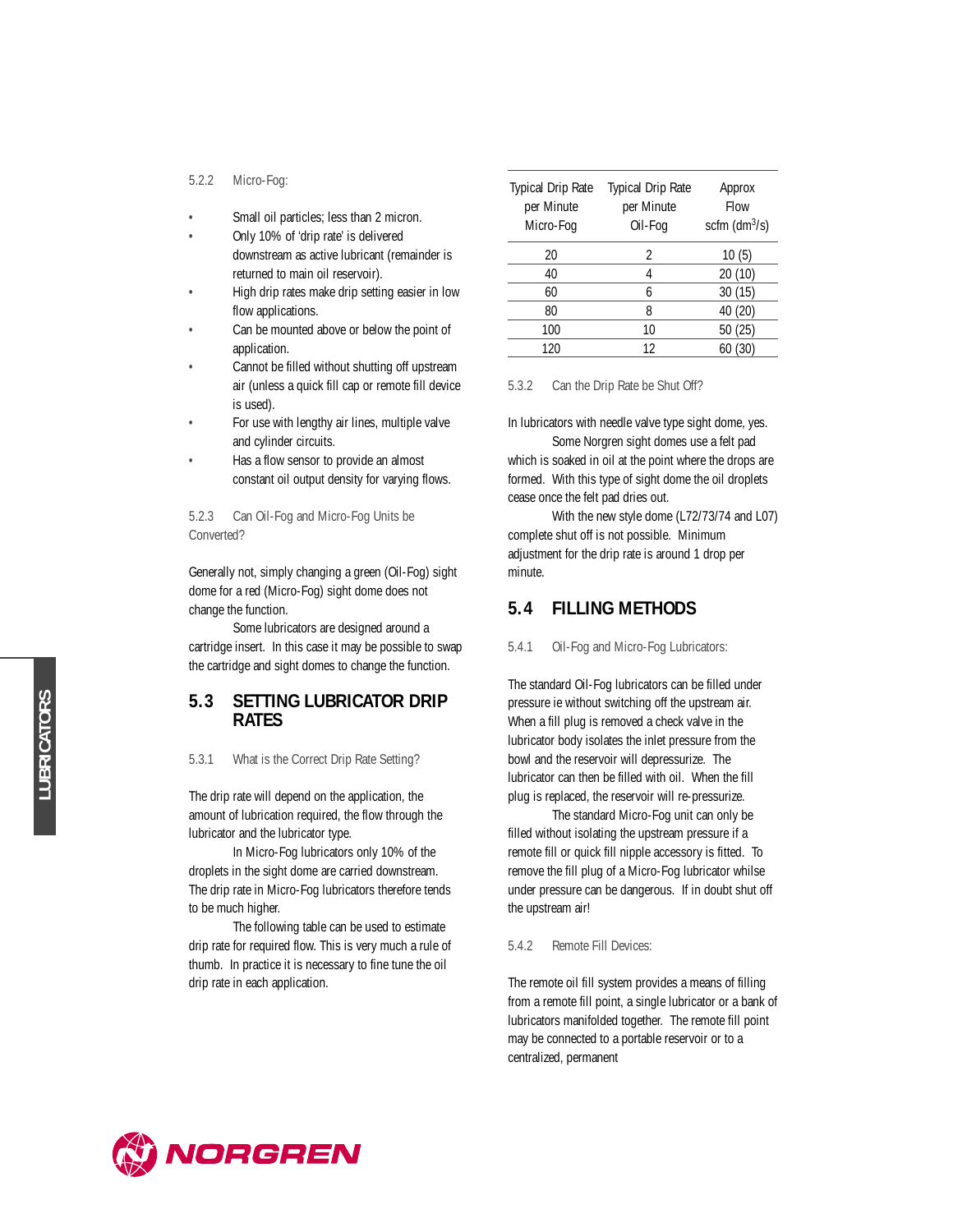5.2.2 Micro-Fog:

- Small oil particles; less than 2 micron.
- Only 10% of 'drip rate' is delivered downstream as active lubricant (remainder is returned to main oil reservoir).
- High drip rates make drip setting easier in low flow applications.
- Can be mounted above or below the point of application.
- Cannot be filled without shutting off upstream air (unless a quick fill cap or remote fill device is used).
- For use with lengthy air lines, multiple valve and cylinder circuits.
- Has a flow sensor to provide an almost constant oil output density for varying flows.

5.2.3 Can Oil-Fog and Micro-Fog Units be Converted?

Generally not, simply changing a green (Oil-Fog) sight dome for a red (Micro-Fog) sight dome does not change the function.

Some lubricators are designed around a cartridge insert. In this case it may be possible to swap the cartridge and sight domes to change the function.

## 5.3 SETTING LUBRICATOR DRIP RATES

5.3.1 What is the Correct Drip Rate Setting?

The drip rate will depend on the application, the amount of lubrication required, the flow through the lubricator and the lubricator type.

In Micro-Fog lubricators only 10% of the droplets in the sight dome are carried downstream. The drip rate in Micro-Fog lubricators therefore tends to be much higher.

The following table can be used to estimate drip rate for required flow. This is very much a rule of thumb. In practice it is necessary to fine tune the oil drip rate in each application.

| Typical Drip Rate per Minute Micro-Fog | Typical Drip Rate per Minute Oil-Fog | Approx Flow scfm ($dm^3/s$) |
|---|---|---|
| 20 | 2 | 10 (5) |
| 40 | 4 | 20 (10) |
| 60 | 6 | 30 (15) |
| 80 | 8 | 40 (20) |
| 100 | 10 | 50 (25) |
| 120 | 12 | 60 (30) |

5.3.2 Can the Drip Rate be Shut Off?

In lubricators with needle valve type sight dome, yes.

Some Norgren sight domes use a felt pad which is soaked in oil at the point where the drops are formed. With this type of sight dome the oil droplets cease once the felt pad dries out.

With the new style dome (L72/73/74 and L07) complete shut off is not possible. Minimum adjustment for the drip rate is around 1 drop per minute.

## 5.4 FILLING METHODS

5.4.1 Oil-Fog and Micro-Fog Lubricators:

The standard Oil-Fog lubricators can be filled under pressure ie without switching off the upstream air. When a fill plug is removed a check valve in the lubricator body isolates the inlet pressure from the bowl and the reservoir will depressurize. The lubricator can then be filled with oil. When the fill plug is replaced, the reservoir will re-pressurize.

The standard Micro-Fog unit can only be filled without isolating the upstream pressure if a remote fill or quick fill nipple accessory is fitted. To remove the fill plug of a Micro-Fog lubricator whilse under pressure can be dangerous. If in doubt shut off the upstream air!

5.4.2 Remote Fill Devices:

The remote oil fill system provides a means of filling from a remote fill point, a single lubricator or a bank of lubricators manifolded together. The remote fill point may be connected to a portable reservoir or to a centralized, permanent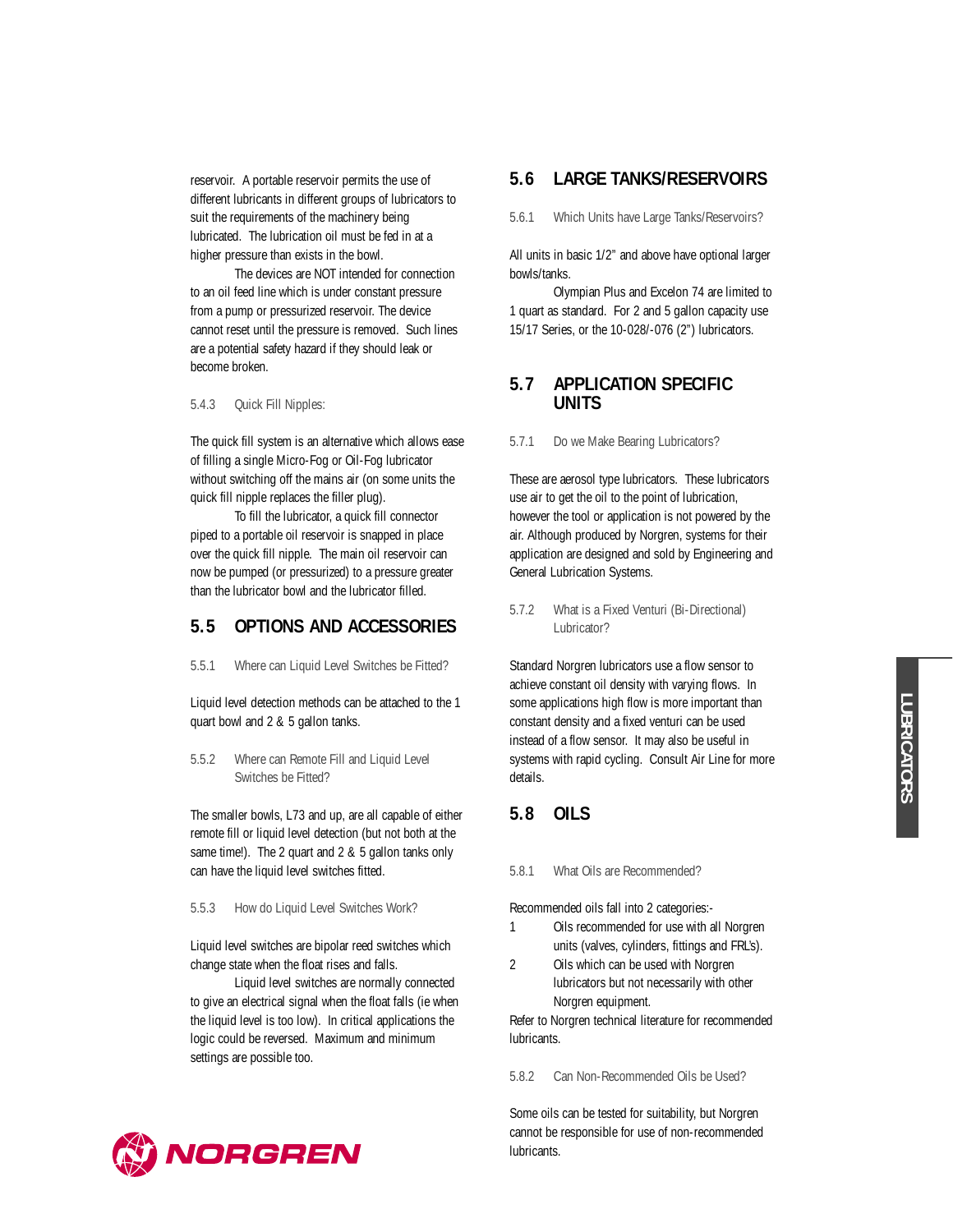reservoir. A portable reservoir permits the use of different lubricants in different groups of lubricators to suit the requirements of the machinery being lubricated. The lubrication oil must be fed in at a higher pressure than exists in the bowl.

The devices are NOT intended for connection to an oil feed line which is under constant pressure from a pump or pressurized reservoir. The device cannot reset until the pressure is removed. Such lines are a potential safety hazard if they should leak or become broken.

#### 5.4.3 Quick Fill Nipples:

The quick fill system is an alternative which allows ease of filling a single Micro-Fog or Oil-Fog lubricator without switching off the mains air (on some units the quick fill nipple replaces the filler plug).

To fill the lubricator, a quick fill connector piped to a portable oil reservoir is snapped in place over the quick fill nipple. The main oil reservoir can now be pumped (or pressurized) to a pressure greater than the lubricator bowl and the lubricator filled.

## 5.5 OPTIONS AND ACCESSORIES

#### 5.5.1 Where can Liquid Level Switches be Fitted?

Liquid level detection methods can be attached to the 1 quart bowl and 2 & 5 gallon tanks.

#### 5.5.2 Where can Remote Fill and Liquid Level Switches be Fitted?

The smaller bowls, L73 and up, are all capable of either remote fill or liquid level detection (but not both at the same time!). The 2 quart and 2 & 5 gallon tanks only can have the liquid level switches fitted.

#### 5.5.3 How do Liquid Level Switches Work?

Liquid level switches are bipolar reed switches which change state when the float rises and falls.

Liquid level switches are normally connected to give an electrical signal when the float falls (ie when the liquid level is too low). In critical applications the logic could be reversed. Maximum and minimum settings are possible too.

## 5.6 LARGE TANKS/RESERVOIRS

#### 5.6.1 Which Units have Large Tanks/Reservoirs?

All units in basic 1/2" and above have optional larger bowls/tanks.

Olympian Plus and Excelon 74 are limited to 1 quart as standard. For 2 and 5 gallon capacity use 15/17 Series, or the 10-028/-076 (2") lubricators.

## 5.7 APPLICATION SPECIFIC UNITS

#### 5.7.1 Do we Make Bearing Lubricators?

These are aerosol type lubricators. These lubricators use air to get the oil to the point of lubrication, however the tool or application is not powered by the air. Although produced by Norgren, systems for their application are designed and sold by Engineering and General Lubrication Systems.

#### 5.7.2 What is a Fixed Venturi (Bi-Directional) Lubricator?

Standard Norgren lubricators use a flow sensor to achieve constant oil density with varying flows. In some applications high flow is more important than constant density and a fixed venturi can be used instead of a flow sensor. It may also be useful in systems with rapid cycling. Consult Air Line for more details.

## 5.8 OILS

#### 5.8.1 What Oils are Recommended?

Recommended oils fall into 2 categories:-

1. Oils recommended for use with all Norgren units (valves, cylinders, fittings and FRL's).
2. Oils which can be used with Norgren lubricators but not necessarily with other Norgren equipment.

Refer to Norgren technical literature for recommended lubricants.

#### 5.8.2 Can Non-Recommended Oils be Used?

Some oils can be tested for suitability, but Norgren cannot be responsible for use of non-recommended lubricants.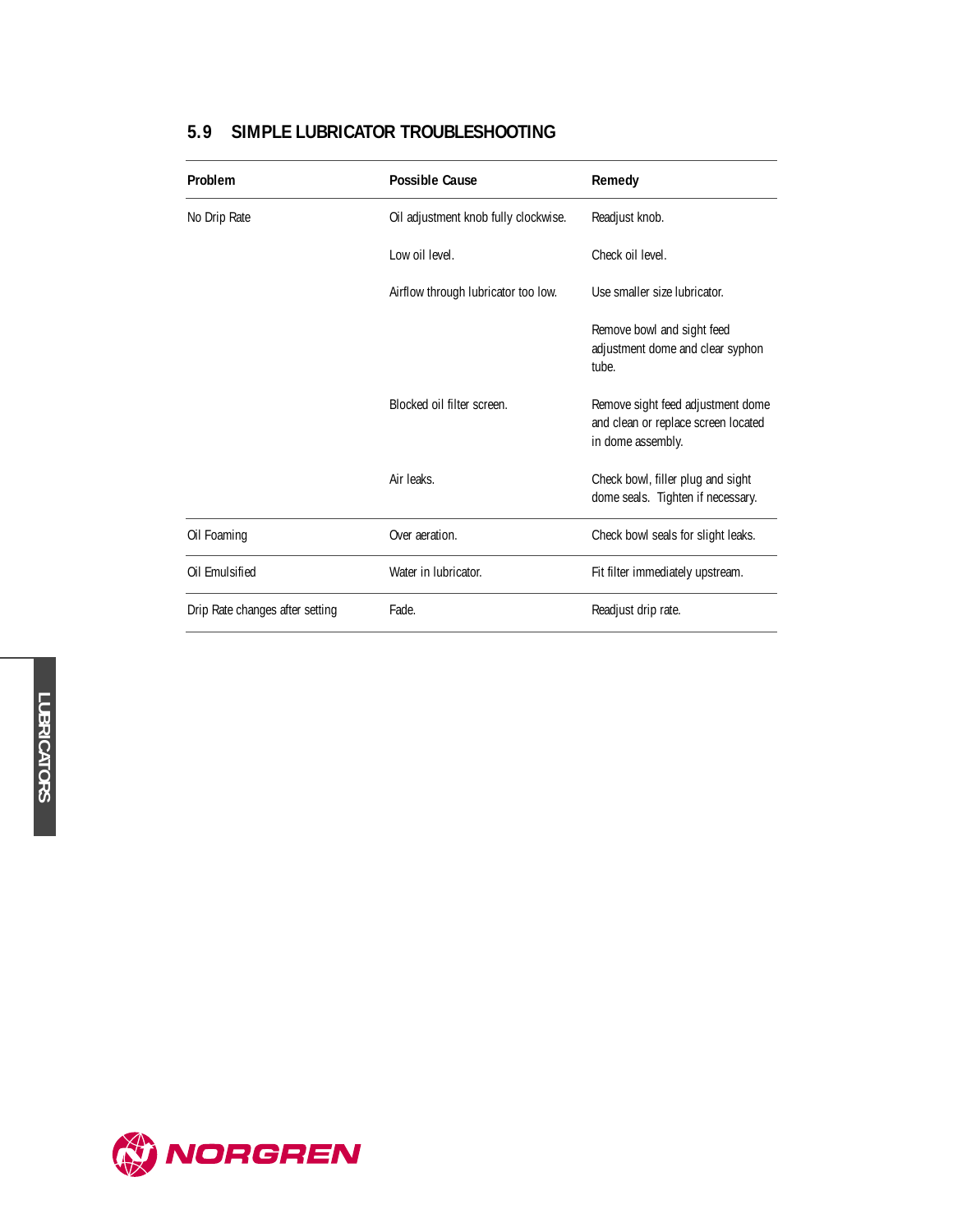## 5.9 SIMPLE LUBRICATOR TROUBLESHOOTING

| Problem | Possible Cause | Remedy |
|---|---|---|
| No Drip Rate | Oil adjustment knob fully clockwise. | Readjust knob. |
| | Low oil level. | Check oil level. |
| | Airflow through lubricator too low. | Use smaller size lubricator. |
| | | Remove bowl and sight feed adjustment dome and clear syphon tube. |
| | Blocked oil filter screen. | Remove sight feed adjustment dome and clean or replace screen located in dome assembly. |
| | Air leaks. | Check bowl, filler plug and sight dome seals. Tighten if necessary. |
| Oil Foaming | Over aeration. | Check bowl seals for slight leaks. |
| Oil Emulsified | Water in lubricator. | Fit filter immediately upstream. |
| Drip Rate changes after setting | Fade. | Readjust drip rate. |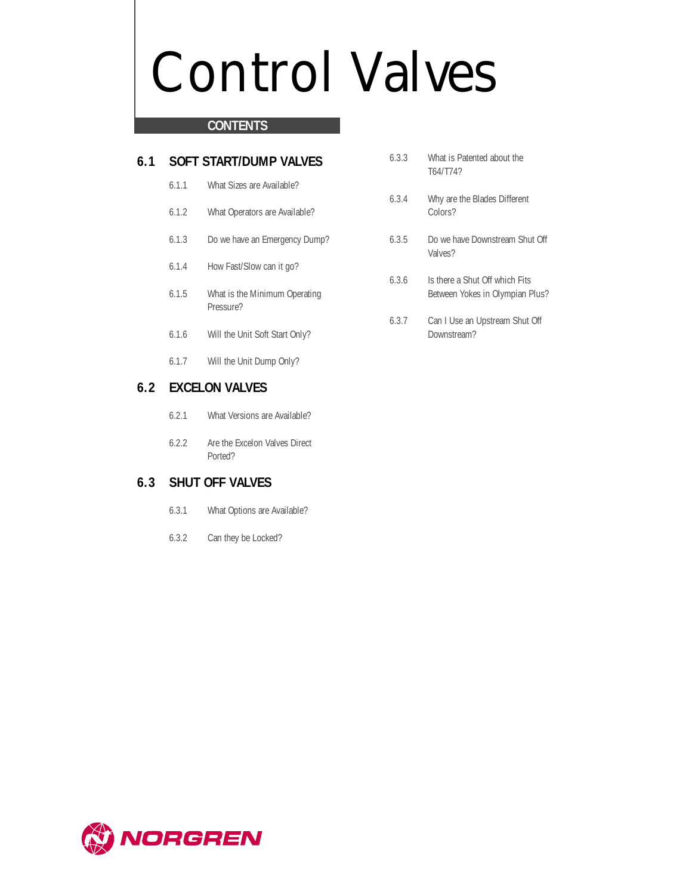# Control Valves

**CONTENTS**

## 6.1 SOFT START/DUMP VALVES

- 6.1.1 What Sizes are Available?
- 6.1.2 What Operators are Available?
- 6.1.3 Do we have an Emergency Dump?
- 6.1.4 How Fast/Slow can it go?
- 6.1.5 What is the Minimum Operating Pressure?
- 6.1.6 Will the Unit Soft Start Only?
- 6.1.7 Will the Unit Dump Only?

## 6.2 EXCELON VALVES

- 6.2.1 What Versions are Available?
- 6.2.2 Are the Excelon Valves Direct Ported?

## 6.3 SHUT OFF VALVES

- 6.3.1 What Options are Available?
- 6.3.2 Can they be Locked?
- 6.3.3 What is Patented about the T64/T74?
- 6.3.4 Why are the Blades Different Colors?
- 6.3.5 Do we have Downstream Shut Off Valves?
- 6.3.6 Is there a Shut Off which Fits Between Yokes in Olympian Plus?
- 6.3.7 Can I Use an Upstream Shut Off Downstream?

NORGREN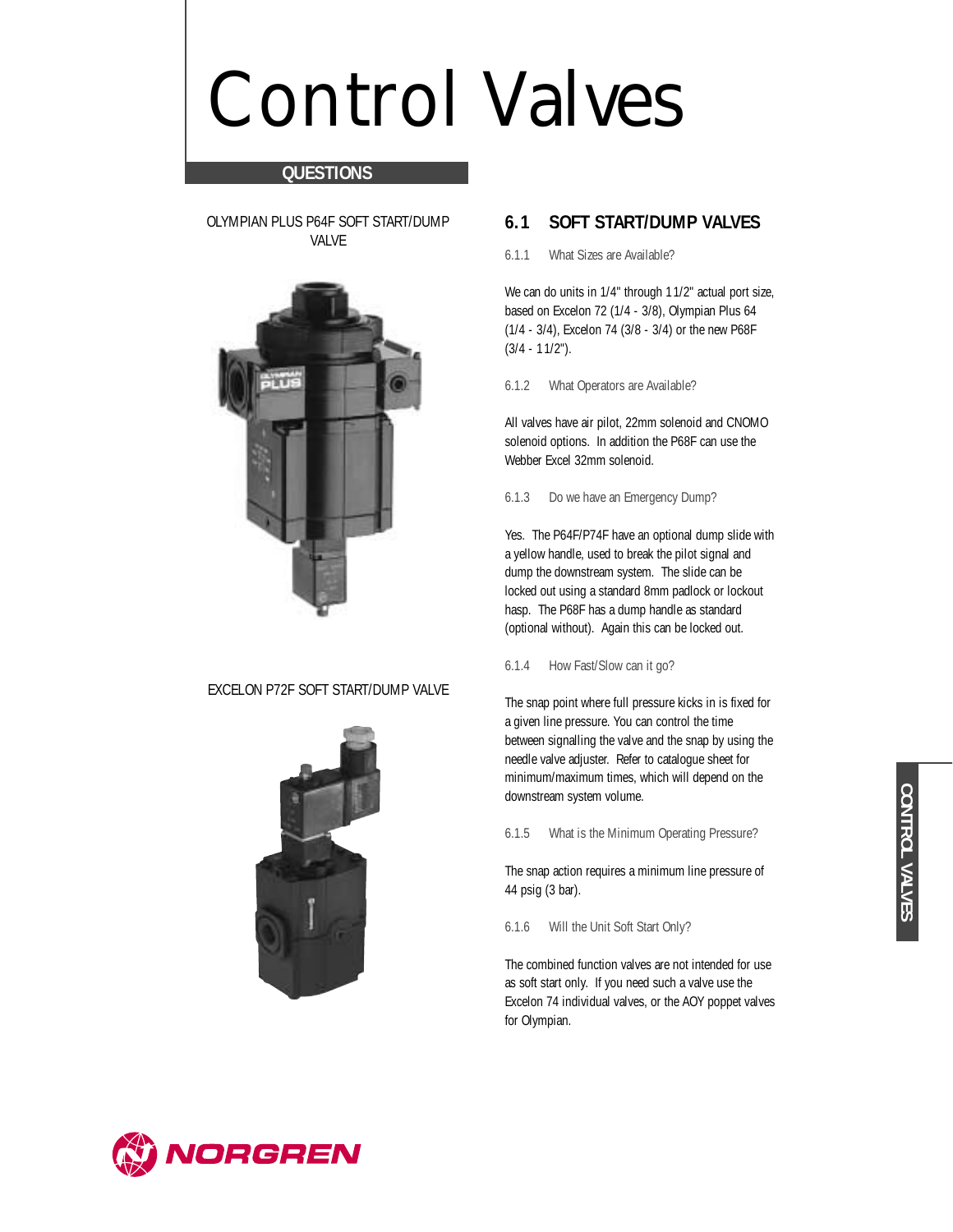# Control Valves

## QUESTIONS

OLYMPIAN PLUS P64F SOFT START/DUMP VALVE

EXCELON P72F SOFT START/DUMP VALVE

## 6.1 SOFT START/DUMP VALVES

### 6.1.1 What Sizes are Available?

We can do units in 1/4" through 11/2" actual port size, based on Excelon 72 (1/4 - 3/8), Olympian Plus 64 (1/4 - 3/4), Excelon 74 (3/8 - 3/4) or the new P68F (3/4 - 11/2").

### 6.1.2 What Operators are Available?

All valves have air pilot, 22mm solenoid and CNOMO solenoid options. In addition the P68F can use the Webber Excel 32mm solenoid.

### 6.1.3 Do we have an Emergency Dump?

Yes. The P64F/P74F have an optional dump slide with a yellow handle, used to break the pilot signal and dump the downstream system. The slide can be locked out using a standard 8mm padlock or lockout hasp. The P68F has a dump handle as standard (optional without). Again this can be locked out.

### 6.1.4 How Fast/Slow can it go?

The snap point where full pressure kicks in is fixed for a given line pressure. You can control the time between signalling the valve and the snap by using the needle valve adjuster. Refer to catalogue sheet for minimum/maximum times, which will depend on the downstream system volume.

### 6.1.5 What is the Minimum Operating Pressure?

The snap action requires a minimum line pressure of 44 psig (3 bar).

### 6.1.6 Will the Unit Soft Start Only?

The combined function valves are not intended for use as soft start only. If you need such a valve use the Excelon 74 individual valves, or the AOY poppet valves for Olympian.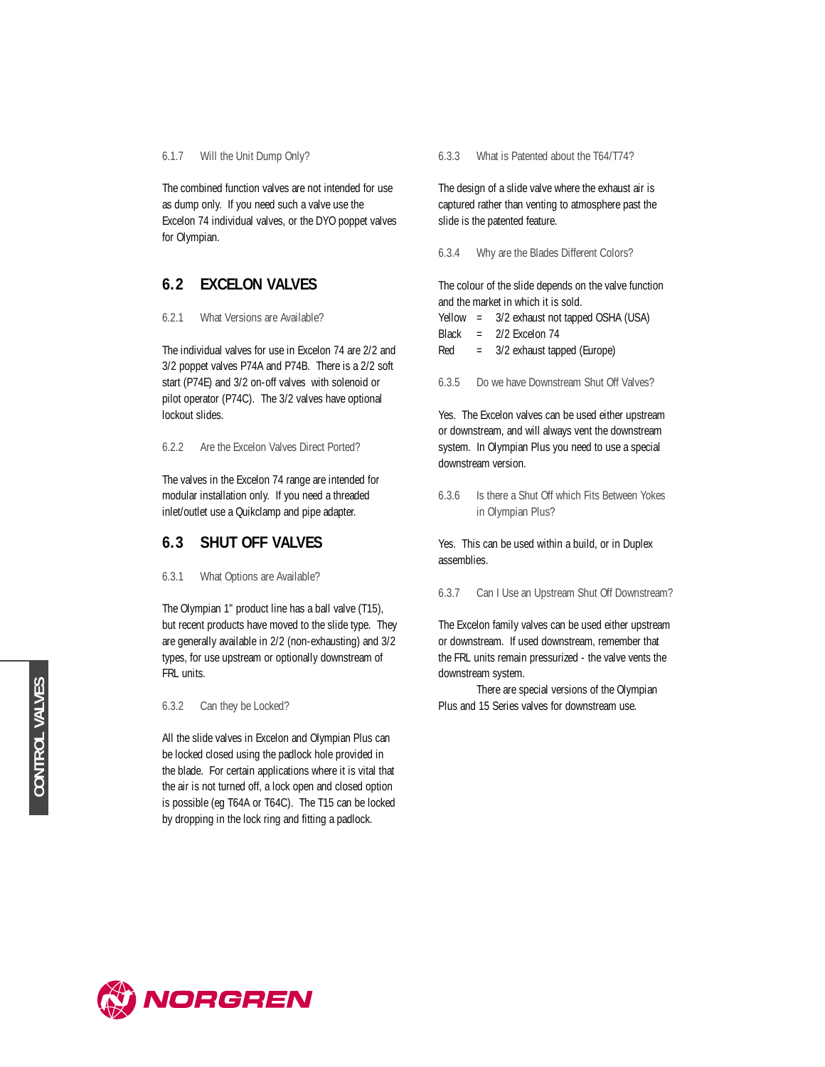#### 6.1.7 Will the Unit Dump Only?

The combined function valves are not intended for use as dump only. If you need such a valve use the Excelon 74 individual valves, or the DYO poppet valves for Olympian.

## 6.2 EXCELON VALVES

#### 6.2.1 What Versions are Available?

The individual valves for use in Excelon 74 are 2/2 and 3/2 poppet valves P74A and P74B. There is a 2/2 soft start (P74E) and 3/2 on-off valves with solenoid or pilot operator (P74C). The 3/2 valves have optional lockout slides.

#### 6.2.2 Are the Excelon Valves Direct Ported?

The valves in the Excelon 74 range are intended for modular installation only. If you need a threaded inlet/outlet use a Quikclamp and pipe adapter.

## 6.3 SHUT OFF VALVES

#### 6.3.1 What Options are Available?

The Olympian 1" product line has a ball valve (T15), but recent products have moved to the slide type. They are generally available in 2/2 (non-exhausting) and 3/2 types, for use upstream or optionally downstream of FRL units.

#### 6.3.2 Can they be Locked?

All the slide valves in Excelon and Olympian Plus can be locked closed using the padlock hole provided in the blade. For certain applications where it is vital that the air is not turned off, a lock open and closed option is possible (eg T64A or T64C). The T15 can be locked by dropping in the lock ring and fitting a padlock.

#### 6.3.3 What is Patented about the T64/T74?

The design of a slide valve where the exhaust air is captured rather than venting to atmosphere past the slide is the patented feature.

#### 6.3.4 Why are the Blades Different Colors?

The colour of the slide depends on the valve function and the market in which it is sold.

Yellow = 3/2 exhaust not tapped OSHA (USA)
Black = 2/2 Excelon 74
Red = 3/2 exhaust tapped (Europe)

#### 6.3.5 Do we have Downstream Shut Off Valves?

Yes. The Excelon valves can be used either upstream or downstream, and will always vent the downstream system. In Olympian Plus you need to use a special downstream version.

#### 6.3.6 Is there a Shut Off which Fits Between Yokes in Olympian Plus?

Yes. This can be used within a build, or in Duplex assemblies.

#### 6.3.7 Can I Use an Upstream Shut Off Downstream?

The Excelon family valves can be used either upstream or downstream. If used downstream, remember that the FRL units remain pressurized - the valve vents the downstream system.

There are special versions of the Olympian Plus and 15 Series valves for downstream use.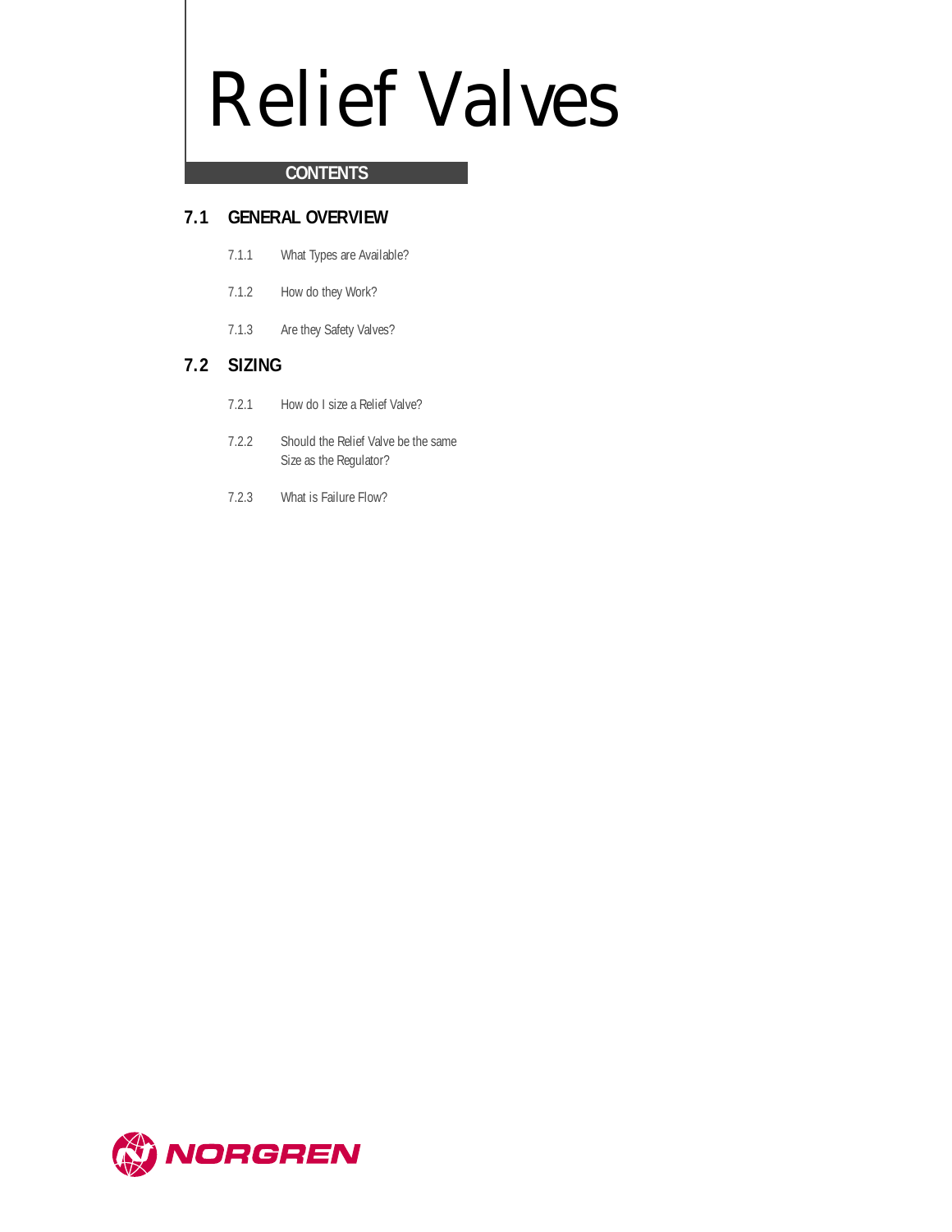# Relief Valves

**CONTENTS**

## 7.1 GENERAL OVERVIEW

7.1.1 What Types are Available?

7.1.2 How do they Work?

7.1.3 Are they Safety Valves?

## 7.2 SIZING

7.2.1 How do I size a Relief Valve?

7.2.2 Should the Relief Valve be the same Size as the Regulator?

7.2.3 What is Failure Flow?

NORGREN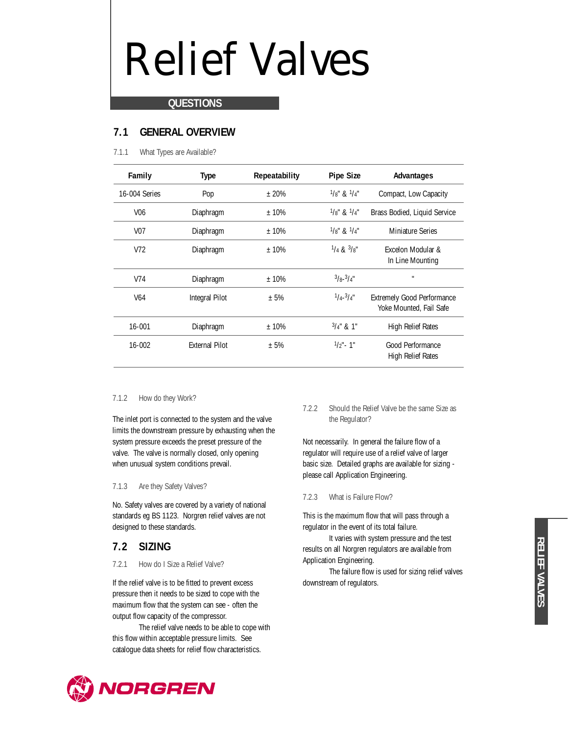# Relief Valves

**QUESTIONS**

## 7.1 GENERAL OVERVIEW

### 7.1.1 What Types are Available?

| Family | Type | Repeatability | Pipe Size | Advantages |
|---|---|---|---|---|
| 16-004 Series | Pop | ± 20% | 1/8" & 1/4" | Compact, Low Capacity |
| V06 | Diaphragm | ± 10% | 1/8" & 1/4" | Brass Bodied, Liquid Service |
| V07 | Diaphragm | ± 10% | 1/8" & 1/4" | Miniature Series |
| V72 | Diaphragm | ± 10% | 1/4 & 3/8" | Excelon Modular & In Line Mounting |
| V74 | Diaphragm | ± 10% | 3/8-3/4" | " |
| V64 | Integral Pilot | ± 5% | 1/4-3/4" | Extremely Good Performance Yoke Mounted, Fail Safe |
| 16-001 | Diaphragm | ± 10% | 3/4" & 1" | High Relief Rates |
| 16-002 | External Pilot | ± 5% | 1/2"- 1" | Good Performance High Relief Rates |

### 7.1.2 How do they Work?

The inlet port is connected to the system and the valve limits the downstream pressure by exhausting when the system pressure exceeds the preset pressure of the valve. The valve is normally closed, only opening when unusual system conditions prevail.

### 7.1.3 Are they Safety Valves?

No. Safety valves are covered by a variety of national standards eg BS 1123. Norgren relief valves are not designed to these standards.

## 7.2 SIZING

### 7.2.1 How do I Size a Relief Valve?

If the relief valve is to be fitted to prevent excess pressure then it needs to be sized to cope with the maximum flow that the system can see - often the output flow capacity of the compressor.

The relief valve needs to be able to cope with this flow within acceptable pressure limits. See catalogue data sheets for relief flow characteristics.

### 7.2.2 Should the Relief Valve be the same Size as the Regulator?

Not necessarily. In general the failure flow of a regulator will require use of a relief valve of larger basic size. Detailed graphs are available for sizing - please call Application Engineering.

### 7.2.3 What is Failure Flow?

This is the maximum flow that will pass through a regulator in the event of its total failure.

It varies with system pressure and the test results on all Norgren regulators are available from Application Engineering.

The failure flow is used for sizing relief valves downstream of regulators.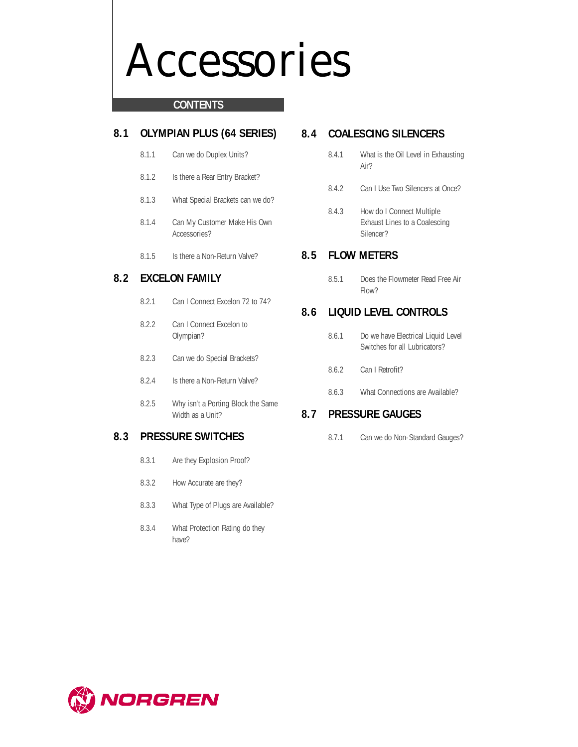# Accessories

## CONTENTS

### 8.1 OLYMPIAN PLUS (64 SERIES)

- 8.1.1 Can we do Duplex Units?
- 8.1.2 Is there a Rear Entry Bracket?
- 8.1.3 What Special Brackets can we do?
- 8.1.4 Can My Customer Make His Own Accessories?
- 8.1.5 Is there a Non-Return Valve?

### 8.2 EXCELON FAMILY

- 8.2.1 Can I Connect Excelon 72 to 74?
- 8.2.2 Can I Connect Excelon to Olympian?
- 8.2.3 Can we do Special Brackets?
- 8.2.4 Is there a Non-Return Valve?
- 8.2.5 Why isn't a Porting Block the Same Width as a Unit?

### 8.3 PRESSURE SWITCHES

- 8.3.1 Are they Explosion Proof?
- 8.3.2 How Accurate are they?
- 8.3.3 What Type of Plugs are Available?
- 8.3.4 What Protection Rating do they have?

### 8.4 COALESCING SILENCERS

- 8.4.1 What is the Oil Level in Exhausting Air?
- 8.4.2 Can I Use Two Silencers at Once?
- 8.4.3 How do I Connect Multiple Exhaust Lines to a Coalescing Silencer?

### 8.5 FLOW METERS

- 8.5.1 Does the Flowmeter Read Free Air Flow?

### 8.6 LIQUID LEVEL CONTROLS

- 8.6.1 Do we have Electrical Liquid Level Switches for all Lubricators?
- 8.6.2 Can I Retrofit?
- 8.6.3 What Connections are Available?

### 8.7 PRESSURE GAUGES

- 8.7.1 Can we do Non-Standard Gauges?

NORGREN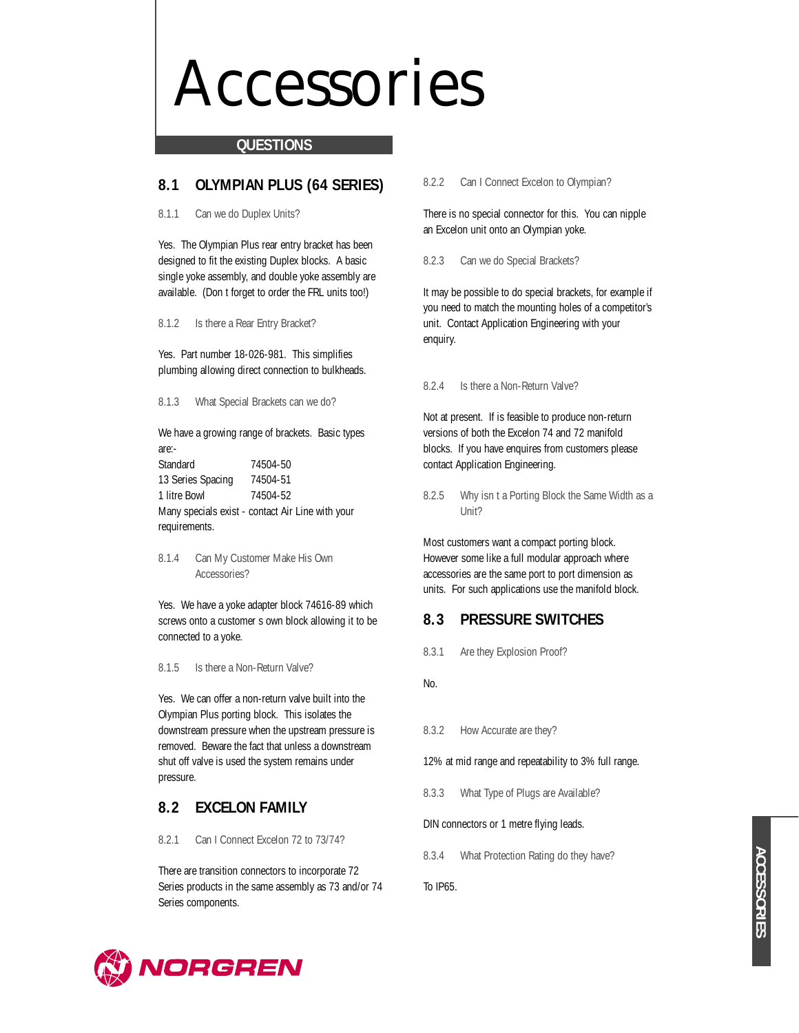# Accessories

## QUESTIONS

## 8.1 OLYMPIAN PLUS (64 SERIES)

8.1.1 Can we do Duplex Units?

Yes. The Olympian Plus rear entry bracket has been designed to fit the existing Duplex blocks. A basic single yoke assembly, and double yoke assembly are available. (Don t forget to order the FRL units too!)

8.1.2 Is there a Rear Entry Bracket?

Yes. Part number 18-026-981. This simplifies plumbing allowing direct connection to bulkheads.

8.1.3 What Special Brackets can we do?

We have a growing range of brackets. Basic types are:-

| | |
|---|---|
| Standard | 74504-50 |
| 13 Series Spacing | 74504-51 |
| 1 litre Bowl | 74504-52 |

Many specials exist - contact Air Line with your requirements.

8.1.4 Can My Customer Make His Own Accessories?

Yes. We have a yoke adapter block 74616-89 which screws onto a customer s own block allowing it to be connected to a yoke.

8.1.5 Is there a Non-Return Valve?

Yes. We can offer a non-return valve built into the Olympian Plus porting block. This isolates the downstream pressure when the upstream pressure is removed. Beware the fact that unless a downstream shut off valve is used the system remains under pressure.

## 8.2 EXCELON FAMILY

8.2.1 Can I Connect Excelon 72 to 73/74?

There are transition connectors to incorporate 72 Series products in the same assembly as 73 and/or 74 Series components.

8.2.2 Can I Connect Excelon to Olympian?

There is no special connector for this. You can nipple an Excelon unit onto an Olympian yoke.

8.2.3 Can we do Special Brackets?

It may be possible to do special brackets, for example if you need to match the mounting holes of a competitor's unit. Contact Application Engineering with your enquiry.

8.2.4 Is there a Non-Return Valve?

Not at present. If is feasible to produce non-return versions of both the Excelon 74 and 72 manifold blocks. If you have enquires from customers please contact Application Engineering.

8.2.5 Why isn t a Porting Block the Same Width as a Unit?

Most customers want a compact porting block. However some like a full modular approach where accessories are the same port to port dimension as units. For such applications use the manifold block.

## 8.3 PRESSURE SWITCHES

8.3.1 Are they Explosion Proof?

No.

8.3.2 How Accurate are they?

12% at mid range and repeatability to 3% full range.

8.3.3 What Type of Plugs are Available?

DIN connectors or 1 metre flying leads.

8.3.4 What Protection Rating do they have?

To IP65.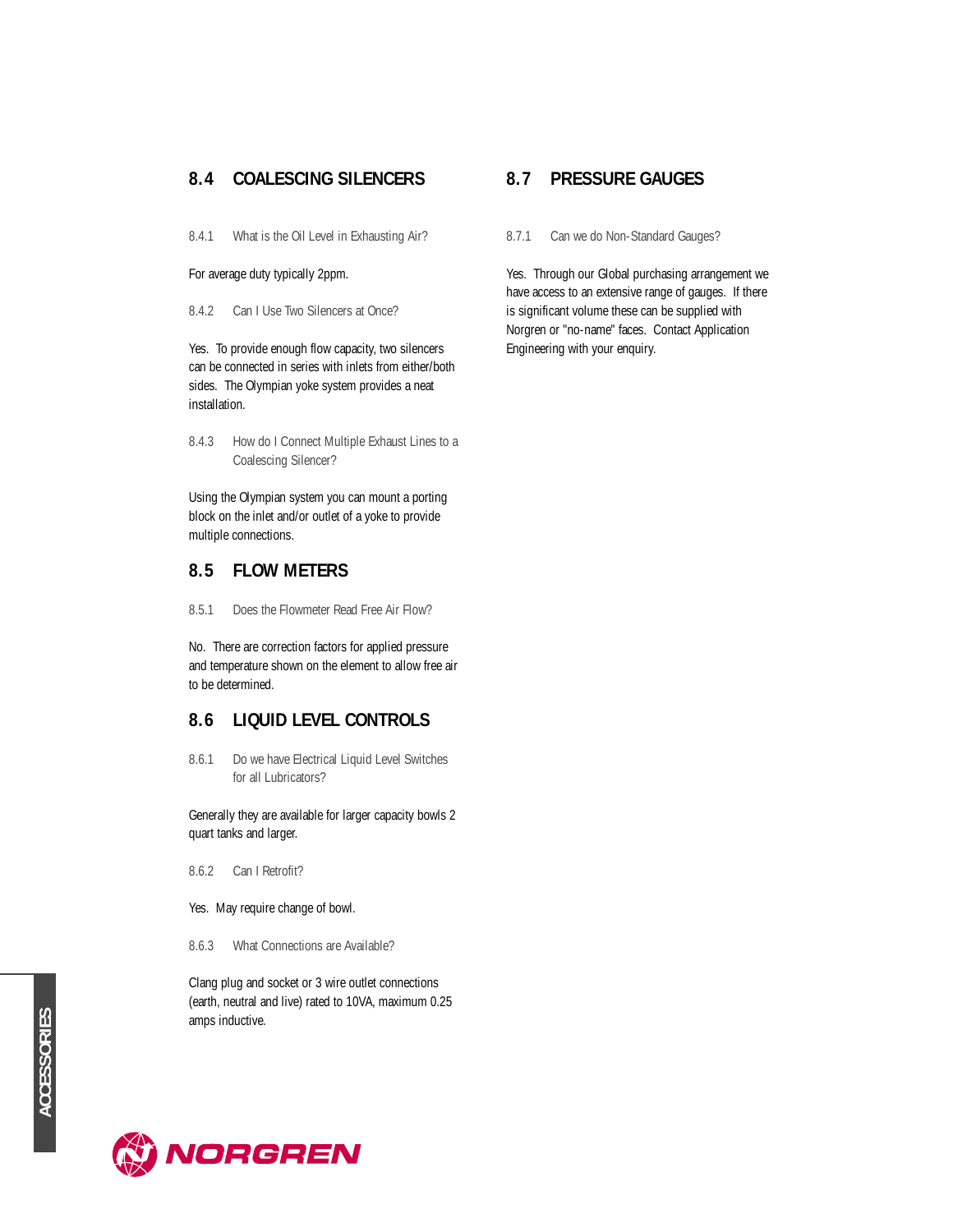## 8.4 COALESCING SILENCERS

### 8.4.1 What is the Oil Level in Exhausting Air?

For average duty typically 2ppm.

### 8.4.2 Can I Use Two Silencers at Once?

Yes. To provide enough flow capacity, two silencers can be connected in series with inlets from either/both sides. The Olympian yoke system provides a neat installation.

### 8.4.3 How do I Connect Multiple Exhaust Lines to a Coalescing Silencer?

Using the Olympian system you can mount a porting block on the inlet and/or outlet of a yoke to provide multiple connections.

## 8.5 FLOW METERS

### 8.5.1 Does the Flowmeter Read Free Air Flow?

No. There are correction factors for applied pressure and temperature shown on the element to allow free air to be determined.

## 8.6 LIQUID LEVEL CONTROLS

### 8.6.1 Do we have Electrical Liquid Level Switches for all Lubricators?

Generally they are available for larger capacity bowls 2 quart tanks and larger.

### 8.6.2 Can I Retrofit?

Yes. May require change of bowl.

### 8.6.3 What Connections are Available?

Clang plug and socket or 3 wire outlet connections (earth, neutral and live) rated to 10VA, maximum 0.25 amps inductive.

## 8.7 PRESSURE GAUGES

### 8.7.1 Can we do Non-Standard Gauges?

Yes. Through our Global purchasing arrangement we have access to an extensive range of gauges. If there is significant volume these can be supplied with Norgren or "no-name" faces. Contact Application Engineering with your enquiry.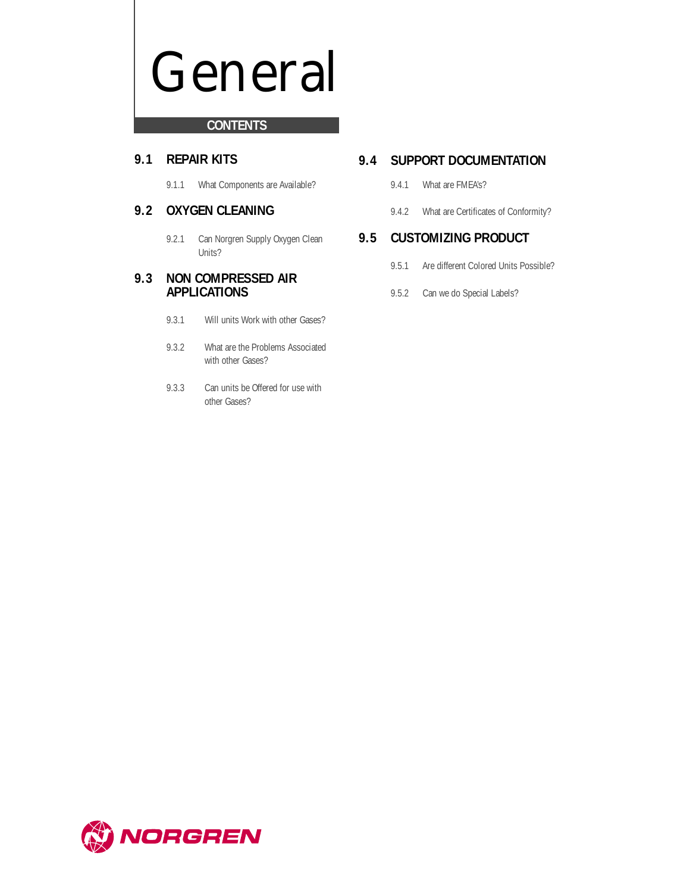# General

## CONTENTS

### 9.1 REPAIR KITS

9.1.1 What Components are Available?

### 9.2 OXYGEN CLEANING

9.2.1 Can Norgren Supply Oxygen Clean Units?

### 9.3 NON COMPRESSED AIR APPLICATIONS

9.3.1 Will units Work with other Gases?

9.3.2 What are the Problems Associated with other Gases?

9.3.3 Can units be Offered for use with other Gases?

### 9.4 SUPPORT DOCUMENTATION

9.4.1 What are FMEA's?

9.4.2 What are Certificates of Conformity?

### 9.5 CUSTOMIZING PRODUCT

9.5.1 Are different Colored Units Possible?

9.5.2 Can we do Special Labels?

NORGREN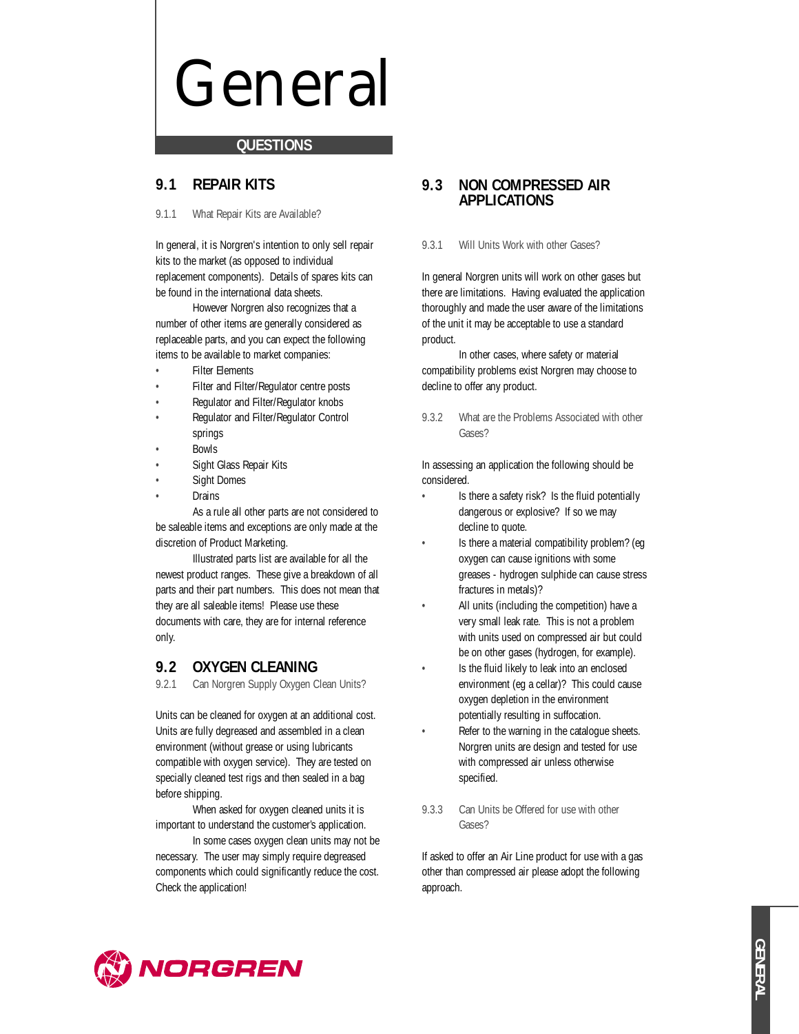# General

## QUESTIONS

## 9.1 REPAIR KITS

### 9.1.1 What Repair Kits are Available?

In general, it is Norgren's intention to only sell repair kits to the market (as opposed to individual replacement components). Details of spares kits can be found in the international data sheets.

However Norgren also recognizes that a number of other items are generally considered as replaceable parts, and you can expect the following items to be available to market companies:

- Filter Elements
- Filter and Filter/Regulator centre posts
- Regulator and Filter/Regulator knobs
- Regulator and Filter/Regulator Control springs
- Bowls
- Sight Glass Repair Kits
- Sight Domes
- Drains

As a rule all other parts are not considered to be saleable items and exceptions are only made at the discretion of Product Marketing.

Illustrated parts list are available for all the newest product ranges. These give a breakdown of all parts and their part numbers. This does not mean that they are all saleable items! Please use these documents with care, they are for internal reference only.

## 9.2 OXYGEN CLEANING

### 9.2.1 Can Norgren Supply Oxygen Clean Units?

Units can be cleaned for oxygen at an additional cost. Units are fully degreased and assembled in a clean environment (without grease or using lubricants compatible with oxygen service). They are tested on specially cleaned test rigs and then sealed in a bag before shipping.

When asked for oxygen cleaned units it is important to understand the customer's application.

In some cases oxygen clean units may not be necessary. The user may simply require degreased components which could significantly reduce the cost. Check the application!

## 9.3 NON COMPRESSED AIR APPLICATIONS

### 9.3.1 Will Units Work with other Gases?

In general Norgren units will work on other gases but there are limitations. Having evaluated the application thoroughly and made the user aware of the limitations of the unit it may be acceptable to use a standard product.

In other cases, where safety or material compatibility problems exist Norgren may choose to decline to offer any product.

### 9.3.2 What are the Problems Associated with other Gases?

In assessing an application the following should be considered.

- Is there a safety risk? Is the fluid potentially dangerous or explosive? If so we may decline to quote.
- Is there a material compatibility problem? (eg oxygen can cause ignitions with some greases - hydrogen sulphide can cause stress fractures in metals)?
- All units (including the competition) have a very small leak rate. This is not a problem with units used on compressed air but could be on other gases (hydrogen, for example).
- Is the fluid likely to leak into an enclosed environment (eg a cellar)? This could cause oxygen depletion in the environment potentially resulting in suffocation.
- Refer to the warning in the catalogue sheets. Norgren units are design and tested for use with compressed air unless otherwise specified.

### 9.3.3 Can Units be Offered for use with other Gases?

If asked to offer an Air Line product for use with a gas other than compressed air please adopt the following approach.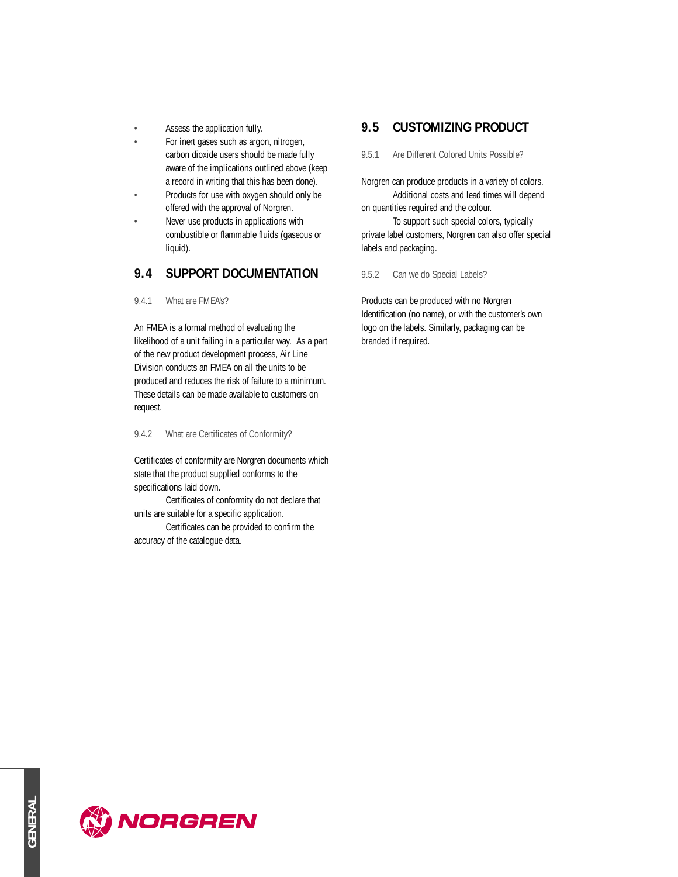- Assess the application fully.
- For inert gases such as argon, nitrogen, carbon dioxide users should be made fully aware of the implications outlined above (keep a record in writing that this has been done).
- Products for use with oxygen should only be offered with the approval of Norgren.
- Never use products in applications with combustible or flammable fluids (gaseous or liquid).

## 9.4 SUPPORT DOCUMENTATION

### 9.4.1 What are FMEA's?

An FMEA is a formal method of evaluating the likelihood of a unit failing in a particular way. As a part of the new product development process, Air Line Division conducts an FMEA on all the units to be produced and reduces the risk of failure to a minimum. These details can be made available to customers on request.

### 9.4.2 What are Certificates of Conformity?

Certificates of conformity are Norgren documents which state that the product supplied conforms to the specifications laid down.

Certificates of conformity do not declare that units are suitable for a specific application.

Certificates can be provided to confirm the accuracy of the catalogue data.

## 9.5 CUSTOMIZING PRODUCT

### 9.5.1 Are Different Colored Units Possible?

Norgren can produce products in a variety of colors.

Additional costs and lead times will depend on quantities required and the colour.

To support such special colors, typically private label customers, Norgren can also offer special labels and packaging.

### 9.5.2 Can we do Special Labels?

Products can be produced with no Norgren Identification (no name), or with the customer's own logo on the labels. Similarly, packaging can be branded if required.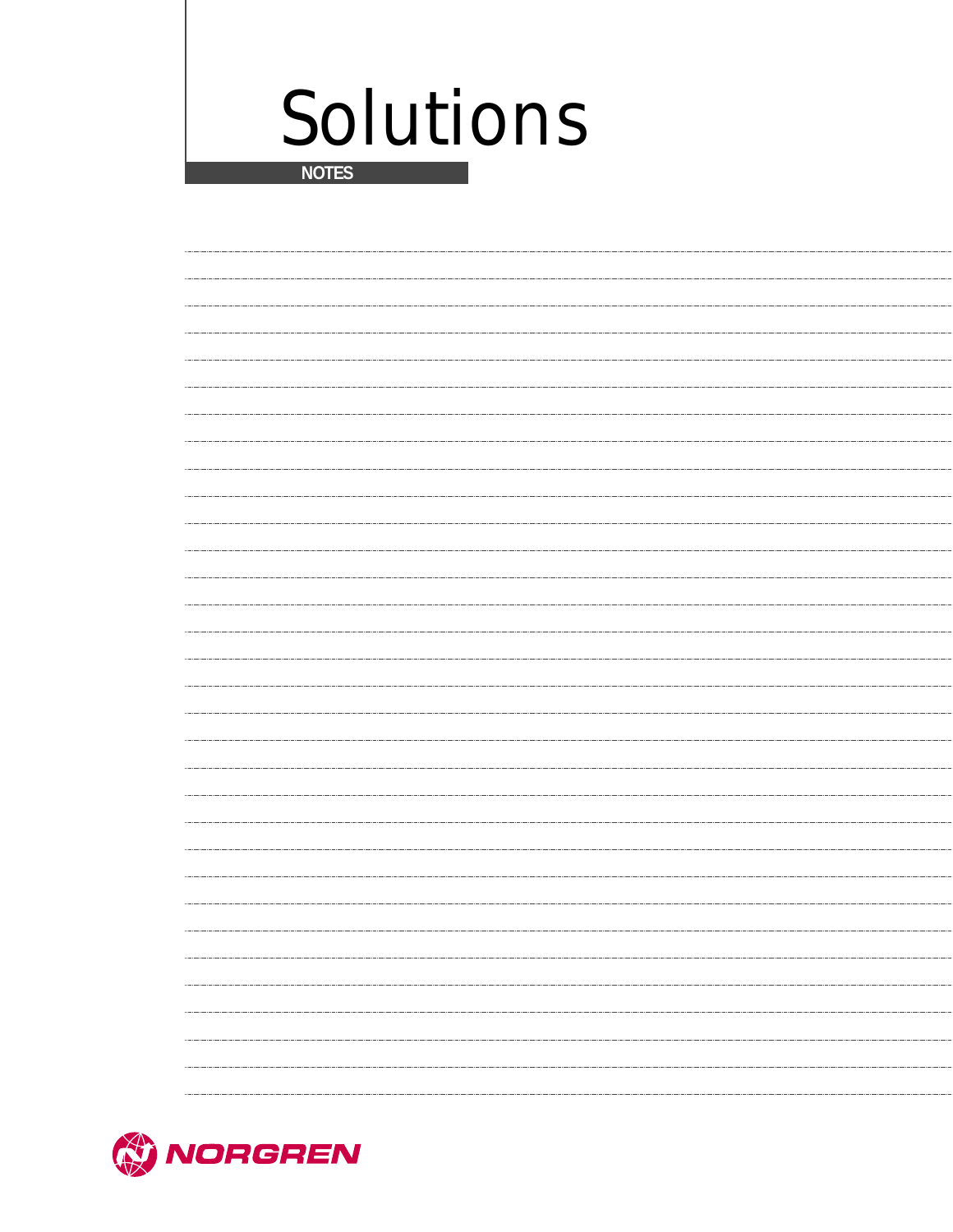# Solutions

NOTES

NORGREN